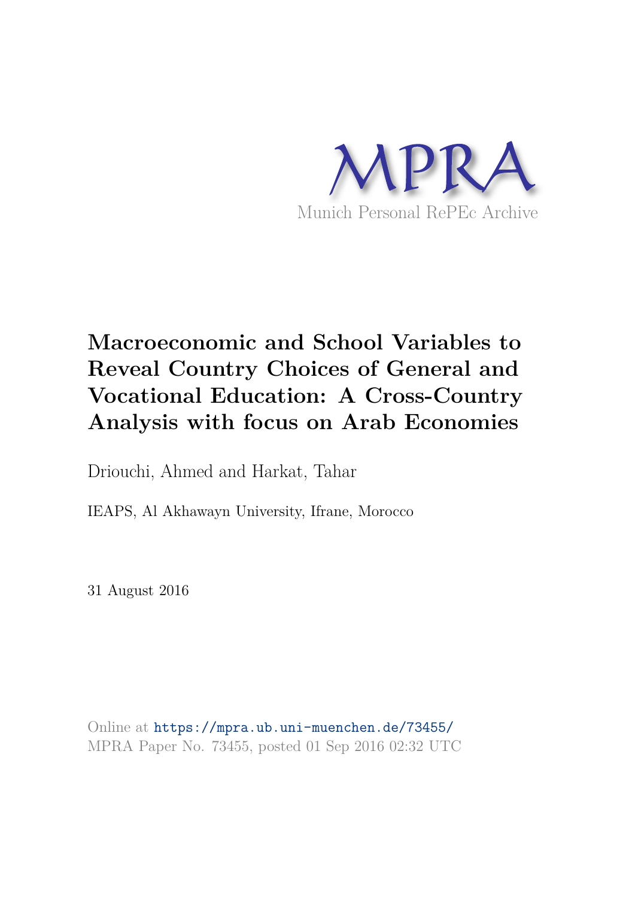MPRA

Munich Personal RePEc Archive

# Macroeconomic and School Variables to Reveal Country Choices of General and Vocational Education: A Cross-Country Analysis with focus on Arab Economies

Driouchi, Ahmed and Harkat, Tahar

IEAPS, Al Akhawayn University, Ifrane, Morocco

31 August 2016

Online at https://mpra.ub.uni-muenchen.de/73455/
MPRA Paper No. 73455, posted 01 Sep 2016 02:32 UTC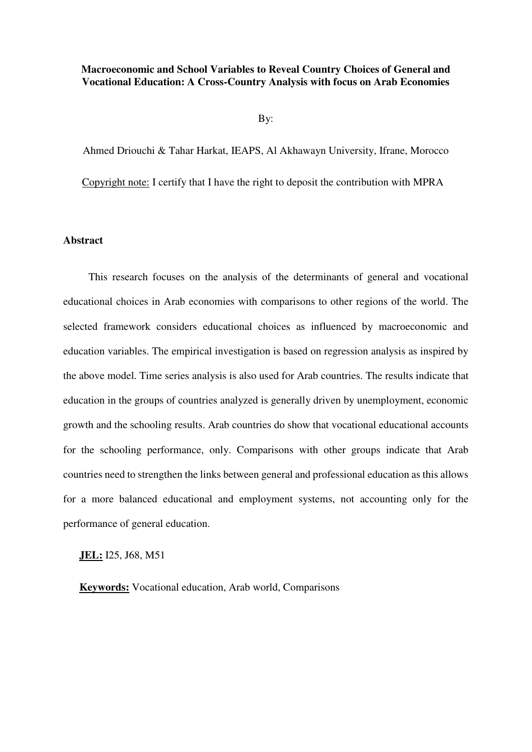**Macroeconomic and School Variables to Reveal Country Choices of General and Vocational Education: A Cross-Country Analysis with focus on Arab Economies**

By:

Ahmed Driouchi & Tahar Harkat, IEAPS, Al Akhawayn University, Ifrane, Morocco

Copyright note: I certify that I have the right to deposit the contribution with MPRA

## Abstract

This research focuses on the analysis of the determinants of general and vocational educational choices in Arab economies with comparisons to other regions of the world. The selected framework considers educational choices as influenced by macroeconomic and education variables. The empirical investigation is based on regression analysis as inspired by the above model. Time series analysis is also used for Arab countries. The results indicate that education in the groups of countries analyzed is generally driven by unemployment, economic growth and the schooling results. Arab countries do show that vocational educational accounts for the schooling performance, only. Comparisons with other groups indicate that Arab countries need to strengthen the links between general and professional education as this allows for a more balanced educational and employment systems, not accounting only for the performance of general education.

**JEL:** I25, J68, M51

**Keywords:** Vocational education, Arab world, Comparisons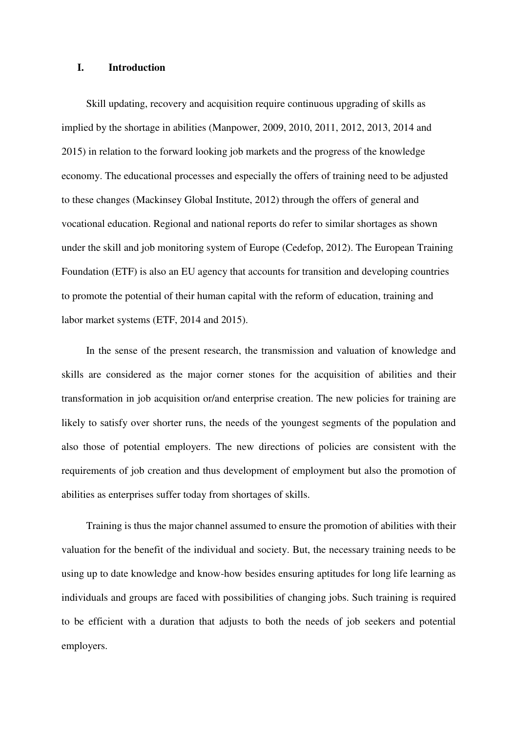# I. Introduction

Skill updating, recovery and acquisition require continuous upgrading of skills as implied by the shortage in abilities (Manpower, 2009, 2010, 2011, 2012, 2013, 2014 and 2015) in relation to the forward looking job markets and the progress of the knowledge economy. The educational processes and especially the offers of training need to be adjusted to these changes (Mackinsey Global Institute, 2012) through the offers of general and vocational education. Regional and national reports do refer to similar shortages as shown under the skill and job monitoring system of Europe (Cedefop, 2012). The European Training Foundation (ETF) is also an EU agency that accounts for transition and developing countries to promote the potential of their human capital with the reform of education, training and labor market systems (ETF, 2014 and 2015).

In the sense of the present research, the transmission and valuation of knowledge and skills are considered as the major corner stones for the acquisition of abilities and their transformation in job acquisition or/and enterprise creation. The new policies for training are likely to satisfy over shorter runs, the needs of the youngest segments of the population and also those of potential employers. The new directions of policies are consistent with the requirements of job creation and thus development of employment but also the promotion of abilities as enterprises suffer today from shortages of skills.

Training is thus the major channel assumed to ensure the promotion of abilities with their valuation for the benefit of the individual and society. But, the necessary training needs to be using up to date knowledge and know-how besides ensuring aptitudes for long life learning as individuals and groups are faced with possibilities of changing jobs. Such training is required to be efficient with a duration that adjusts to both the needs of job seekers and potential employers.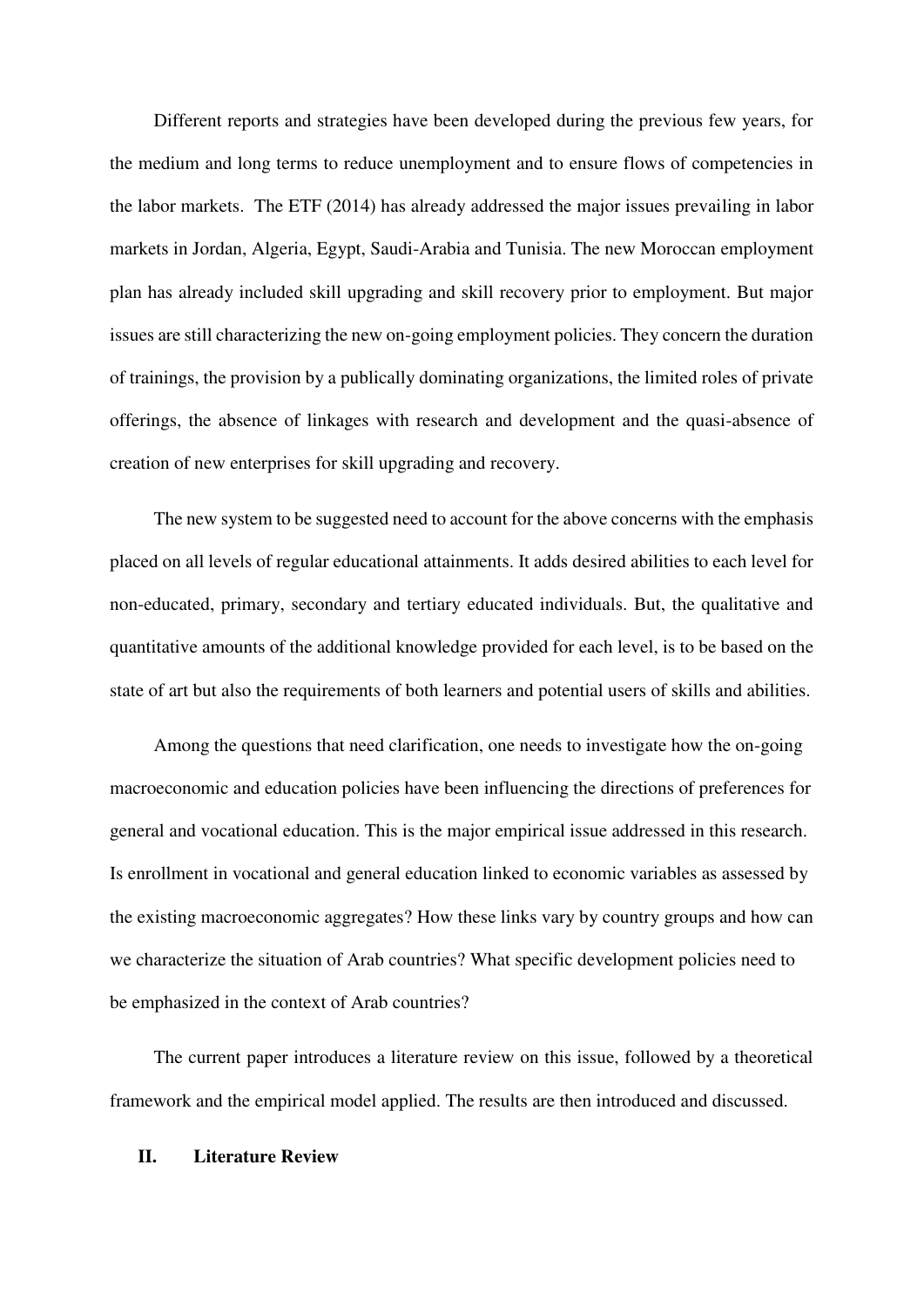Different reports and strategies have been developed during the previous few years, for the medium and long terms to reduce unemployment and to ensure flows of competencies in the labor markets. The ETF (2014) has already addressed the major issues prevailing in labor markets in Jordan, Algeria, Egypt, Saudi-Arabia and Tunisia. The new Moroccan employment plan has already included skill upgrading and skill recovery prior to employment. But major issues are still characterizing the new on-going employment policies. They concern the duration of trainings, the provision by a publically dominating organizations, the limited roles of private offerings, the absence of linkages with research and development and the quasi-absence of creation of new enterprises for skill upgrading and recovery.

The new system to be suggested need to account for the above concerns with the emphasis placed on all levels of regular educational attainments. It adds desired abilities to each level for non-educated, primary, secondary and tertiary educated individuals. But, the qualitative and quantitative amounts of the additional knowledge provided for each level, is to be based on the state of art but also the requirements of both learners and potential users of skills and abilities.

Among the questions that need clarification, one needs to investigate how the on-going macroeconomic and education policies have been influencing the directions of preferences for general and vocational education. This is the major empirical issue addressed in this research. Is enrollment in vocational and general education linked to economic variables as assessed by the existing macroeconomic aggregates? How these links vary by country groups and how can we characterize the situation of Arab countries? What specific development policies need to be emphasized in the context of Arab countries?

The current paper introduces a literature review on this issue, followed by a theoretical framework and the empirical model applied. The results are then introduced and discussed.

## II. Literature Review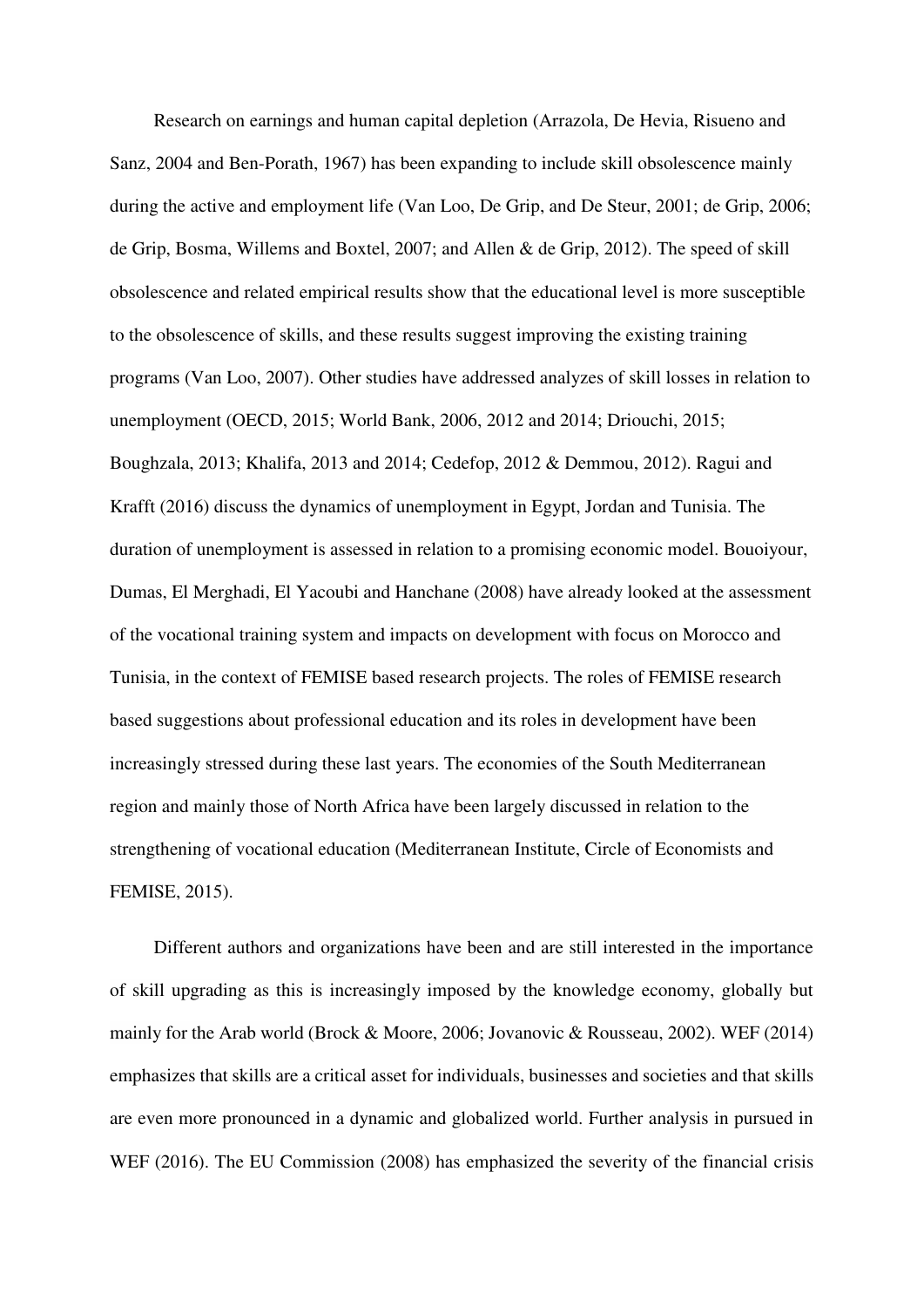Research on earnings and human capital depletion (Arrazola, De Hevia, Risueno and Sanz, 2004 and Ben-Porath, 1967) has been expanding to include skill obsolescence mainly during the active and employment life (Van Loo, De Grip, and De Steur, 2001; de Grip, 2006; de Grip, Bosma, Willems and Boxtel, 2007; and Allen & de Grip, 2012). The speed of skill obsolescence and related empirical results show that the educational level is more susceptible to the obsolescence of skills, and these results suggest improving the existing training programs (Van Loo, 2007). Other studies have addressed analyzes of skill losses in relation to unemployment (OECD, 2015; World Bank, 2006, 2012 and 2014; Driouchi, 2015; Boughzala, 2013; Khalifa, 2013 and 2014; Cedefop, 2012 & Demmou, 2012). Ragui and Krafft (2016) discuss the dynamics of unemployment in Egypt, Jordan and Tunisia. The duration of unemployment is assessed in relation to a promising economic model. Bouoiyour, Dumas, El Merghadi, El Yacoubi and Hanchane (2008) have already looked at the assessment of the vocational training system and impacts on development with focus on Morocco and Tunisia, in the context of FEMISE based research projects. The roles of FEMISE research based suggestions about professional education and its roles in development have been increasingly stressed during these last years. The economies of the South Mediterranean region and mainly those of North Africa have been largely discussed in relation to the strengthening of vocational education (Mediterranean Institute, Circle of Economists and FEMISE, 2015).

Different authors and organizations have been and are still interested in the importance of skill upgrading as this is increasingly imposed by the knowledge economy, globally but mainly for the Arab world (Brock & Moore, 2006; Jovanovic & Rousseau, 2002). WEF (2014) emphasizes that skills are a critical asset for individuals, businesses and societies and that skills are even more pronounced in a dynamic and globalized world. Further analysis in pursued in WEF (2016). The EU Commission (2008) has emphasized the severity of the financial crisis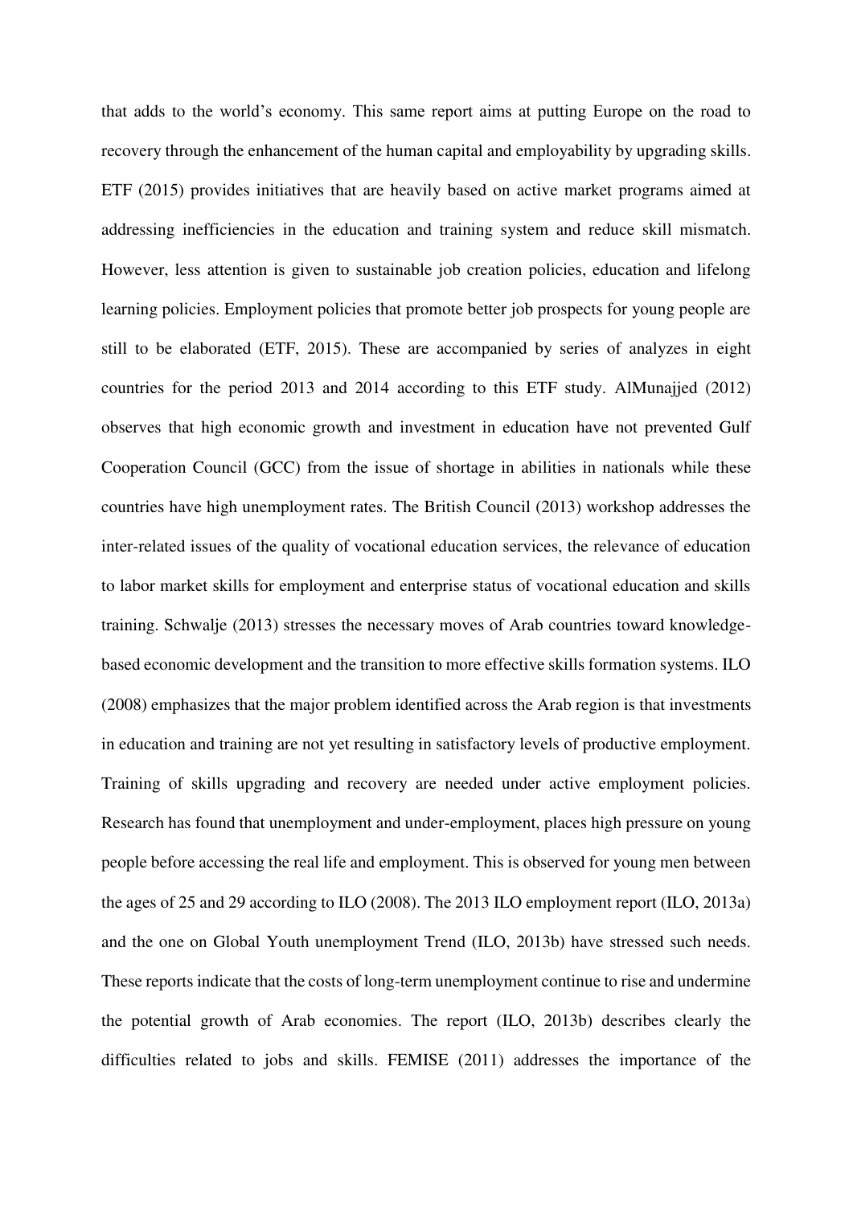that adds to the world's economy. This same report aims at putting Europe on the road to recovery through the enhancement of the human capital and employability by upgrading skills. ETF (2015) provides initiatives that are heavily based on active market programs aimed at addressing inefficiencies in the education and training system and reduce skill mismatch. However, less attention is given to sustainable job creation policies, education and lifelong learning policies. Employment policies that promote better job prospects for young people are still to be elaborated (ETF, 2015). These are accompanied by series of analyzes in eight countries for the period 2013 and 2014 according to this ETF study. AlMunajjed (2012) observes that high economic growth and investment in education have not prevented Gulf Cooperation Council (GCC) from the issue of shortage in abilities in nationals while these countries have high unemployment rates. The British Council (2013) workshop addresses the inter-related issues of the quality of vocational education services, the relevance of education to labor market skills for employment and enterprise status of vocational education and skills training. Schwalje (2013) stresses the necessary moves of Arab countries toward knowledge-based economic development and the transition to more effective skills formation systems. ILO (2008) emphasizes that the major problem identified across the Arab region is that investments in education and training are not yet resulting in satisfactory levels of productive employment. Training of skills upgrading and recovery are needed under active employment policies. Research has found that unemployment and under-employment, places high pressure on young people before accessing the real life and employment. This is observed for young men between the ages of 25 and 29 according to ILO (2008). The 2013 ILO employment report (ILO, 2013a) and the one on Global Youth unemployment Trend (ILO, 2013b) have stressed such needs. These reports indicate that the costs of long-term unemployment continue to rise and undermine the potential growth of Arab economies. The report (ILO, 2013b) describes clearly the difficulties related to jobs and skills. FEMISE (2011) addresses the importance of the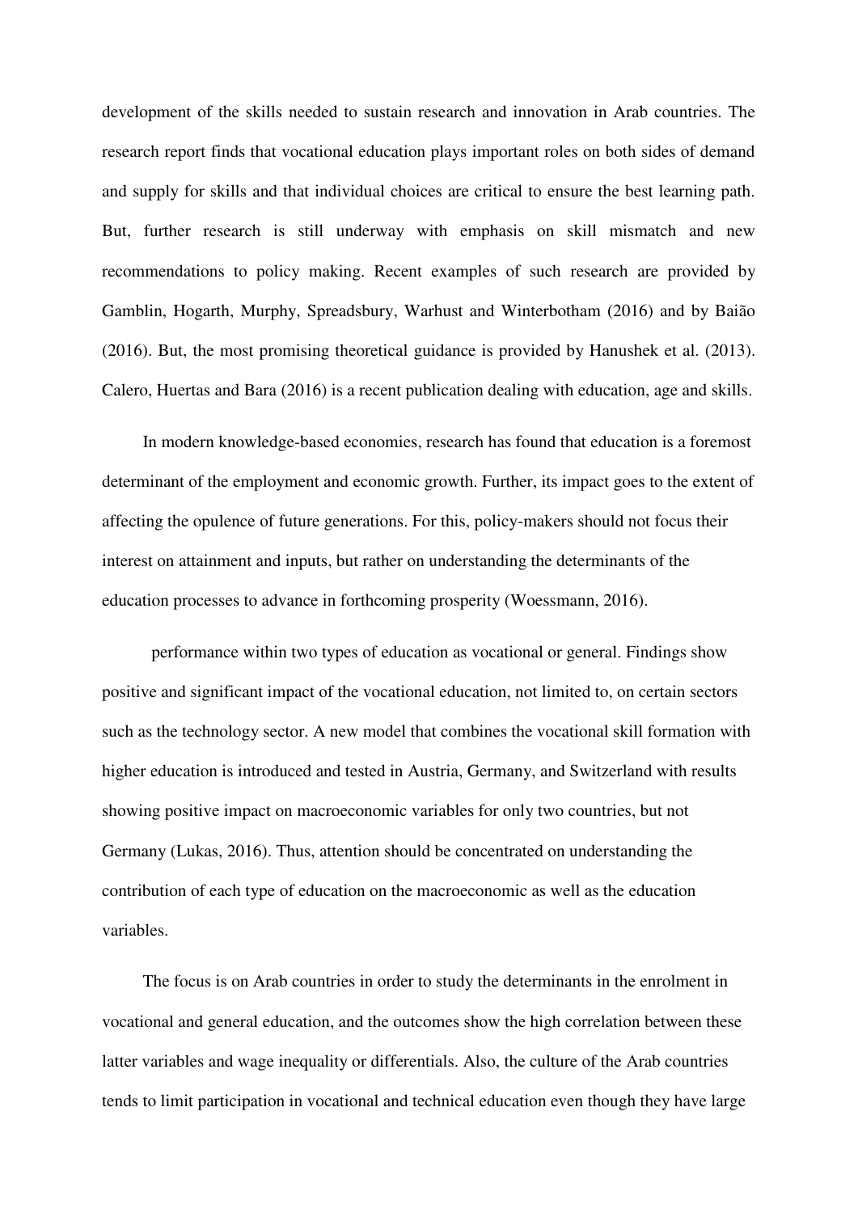development of the skills needed to sustain research and innovation in Arab countries. The research report finds that vocational education plays important roles on both sides of demand and supply for skills and that individual choices are critical to ensure the best learning path. But, further research is still underway with emphasis on skill mismatch and new recommendations to policy making. Recent examples of such research are provided by Gamblin, Hogarth, Murphy, Spreadsbury, Warhust and Winterbotham (2016) and by Baião (2016). But, the most promising theoretical guidance is provided by Hanushek et al. (2013). Calero, Huertas and Bara (2016) is a recent publication dealing with education, age and skills.

In modern knowledge-based economies, research has found that education is a foremost determinant of the employment and economic growth. Further, its impact goes to the extent of affecting the opulence of future generations. For this, policy-makers should not focus their interest on attainment and inputs, but rather on understanding the determinants of the education processes to advance in forthcoming prosperity (Woessmann, 2016).

performance within two types of education as vocational or general. Findings show positive and significant impact of the vocational education, not limited to, on certain sectors such as the technology sector. A new model that combines the vocational skill formation with higher education is introduced and tested in Austria, Germany, and Switzerland with results showing positive impact on macroeconomic variables for only two countries, but not Germany (Lukas, 2016). Thus, attention should be concentrated on understanding the contribution of each type of education on the macroeconomic as well as the education variables.

The focus is on Arab countries in order to study the determinants in the enrolment in vocational and general education, and the outcomes show the high correlation between these latter variables and wage inequality or differentials. Also, the culture of the Arab countries tends to limit participation in vocational and technical education even though they have large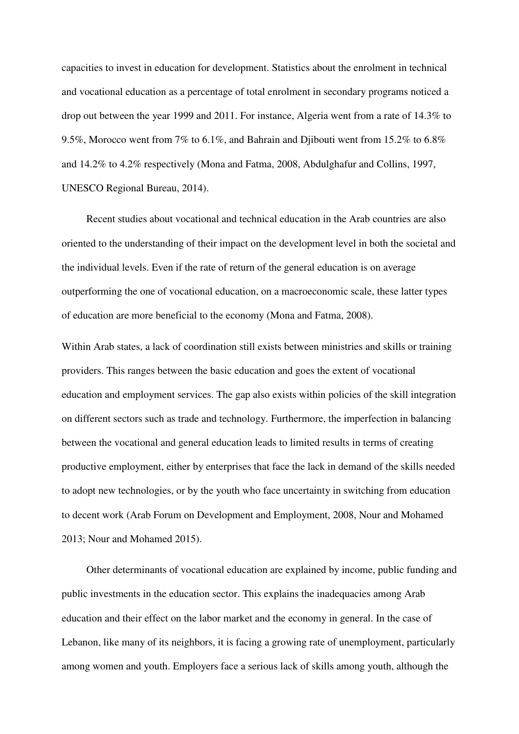capacities to invest in education for development. Statistics about the enrolment in technical and vocational education as a percentage of total enrolment in secondary programs noticed a drop out between the year 1999 and 2011. For instance, Algeria went from a rate of 14.3% to 9.5%, Morocco went from 7% to 6.1%, and Bahrain and Djibouti went from 15.2% to 6.8% and 14.2% to 4.2% respectively (Mona and Fatma, 2008, Abdulghafur and Collins, 1997, UNESCO Regional Bureau, 2014).

Recent studies about vocational and technical education in the Arab countries are also oriented to the understanding of their impact on the development level in both the societal and the individual levels. Even if the rate of return of the general education is on average outperforming the one of vocational education, on a macroeconomic scale, these latter types of education are more beneficial to the economy (Mona and Fatma, 2008).

Within Arab states, a lack of coordination still exists between ministries and skills or training providers. This ranges between the basic education and goes the extent of vocational education and employment services. The gap also exists within policies of the skill integration on different sectors such as trade and technology. Furthermore, the imperfection in balancing between the vocational and general education leads to limited results in terms of creating productive employment, either by enterprises that face the lack in demand of the skills needed to adopt new technologies, or by the youth who face uncertainty in switching from education to decent work (Arab Forum on Development and Employment, 2008, Nour and Mohamed 2013; Nour and Mohamed 2015).

Other determinants of vocational education are explained by income, public funding and public investments in the education sector. This explains the inadequacies among Arab education and their effect on the labor market and the economy in general. In the case of Lebanon, like many of its neighbors, it is facing a growing rate of unemployment, particularly among women and youth. Employers face a serious lack of skills among youth, although the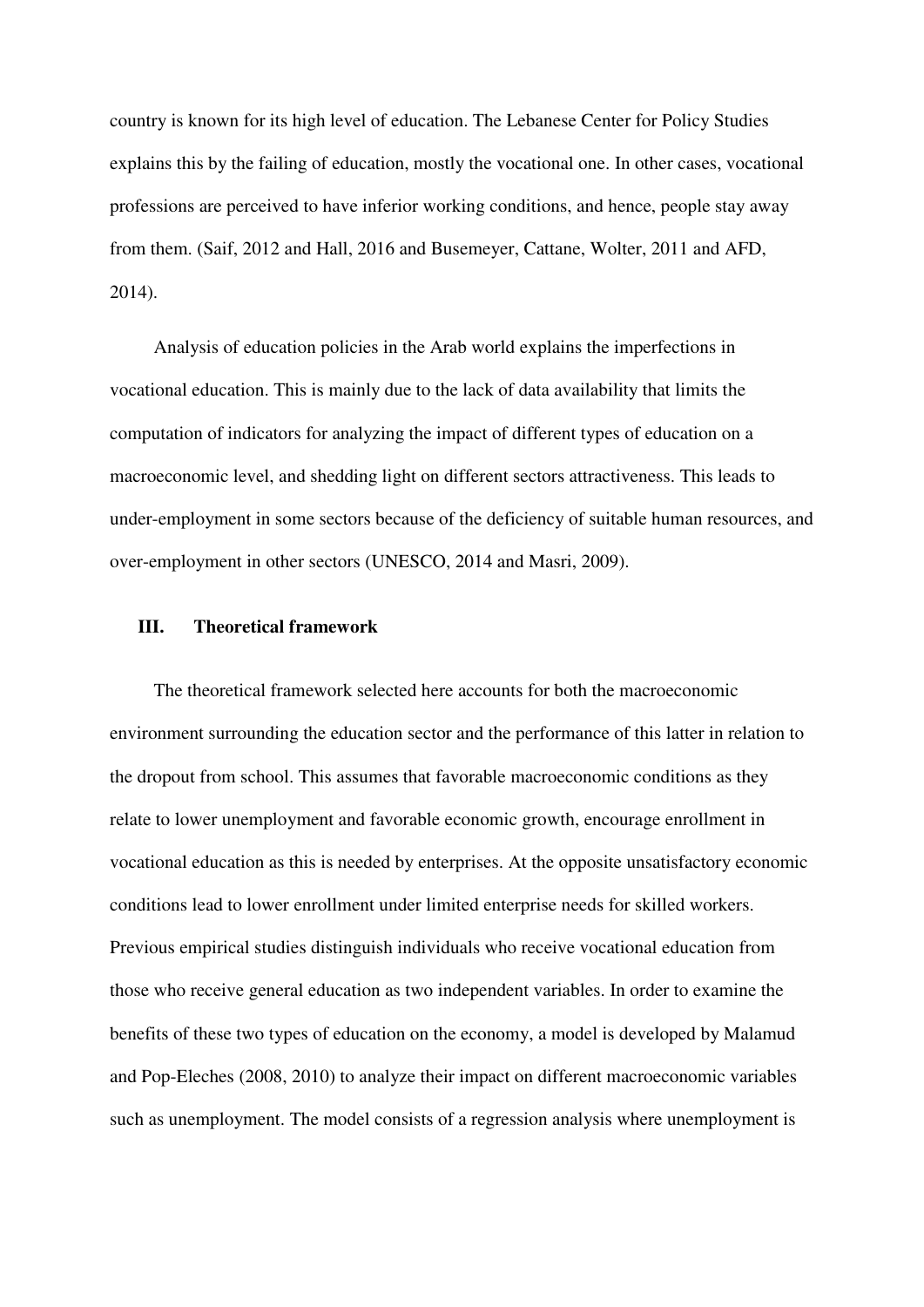country is known for its high level of education. The Lebanese Center for Policy Studies explains this by the failing of education, mostly the vocational one. In other cases, vocational professions are perceived to have inferior working conditions, and hence, people stay away from them. (Saif, 2012 and Hall, 2016 and Busemeyer, Cattane, Wolter, 2011 and AFD, 2014).

Analysis of education policies in the Arab world explains the imperfections in vocational education. This is mainly due to the lack of data availability that limits the computation of indicators for analyzing the impact of different types of education on a macroeconomic level, and shedding light on different sectors attractiveness. This leads to under-employment in some sectors because of the deficiency of suitable human resources, and over-employment in other sectors (UNESCO, 2014 and Masri, 2009).

## III. Theoretical framework

The theoretical framework selected here accounts for both the macroeconomic environment surrounding the education sector and the performance of this latter in relation to the dropout from school. This assumes that favorable macroeconomic conditions as they relate to lower unemployment and favorable economic growth, encourage enrollment in vocational education as this is needed by enterprises. At the opposite unsatisfactory economic conditions lead to lower enrollment under limited enterprise needs for skilled workers. Previous empirical studies distinguish individuals who receive vocational education from those who receive general education as two independent variables. In order to examine the benefits of these two types of education on the economy, a model is developed by Malamud and Pop-Eleches (2008, 2010) to analyze their impact on different macroeconomic variables such as unemployment. The model consists of a regression analysis where unemployment is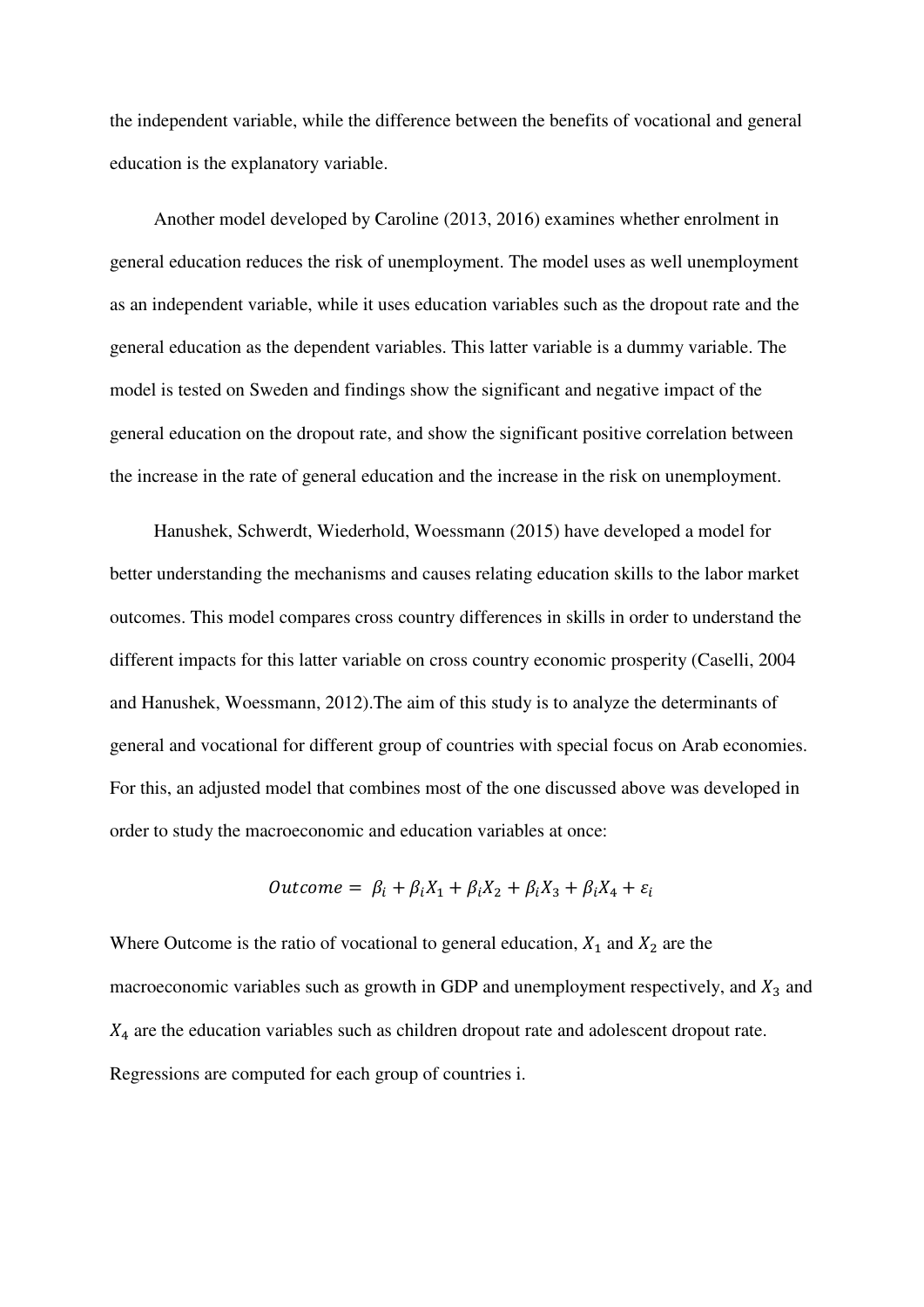the independent variable, while the difference between the benefits of vocational and general education is the explanatory variable.

Another model developed by Caroline (2013, 2016) examines whether enrolment in general education reduces the risk of unemployment. The model uses as well unemployment as an independent variable, while it uses education variables such as the dropout rate and the general education as the dependent variables. This latter variable is a dummy variable. The model is tested on Sweden and findings show the significant and negative impact of the general education on the dropout rate, and show the significant positive correlation between the increase in the rate of general education and the increase in the risk on unemployment.

Hanushek, Schwerdt, Wiederhold, Woessmann (2015) have developed a model for better understanding the mechanisms and causes relating education skills to the labor market outcomes. This model compares cross country differences in skills in order to understand the different impacts for this latter variable on cross country economic prosperity (Caselli, 2004 and Hanushek, Woessmann, 2012).The aim of this study is to analyze the determinants of general and vocational for different group of countries with special focus on Arab economies. For this, an adjusted model that combines most of the one discussed above was developed in order to study the macroeconomic and education variables at once:

$$Outcome = \beta_i + \beta_i X_1 + \beta_i X_2 + \beta_i X_3 + \beta_i X_4 + \varepsilon_i$$

Where Outcome is the ratio of vocational to general education, $X_1$ and $X_2$ are the macroeconomic variables such as growth in GDP and unemployment respectively, and $X_3$ and $X_4$ are the education variables such as children dropout rate and adolescent dropout rate. Regressions are computed for each group of countries i.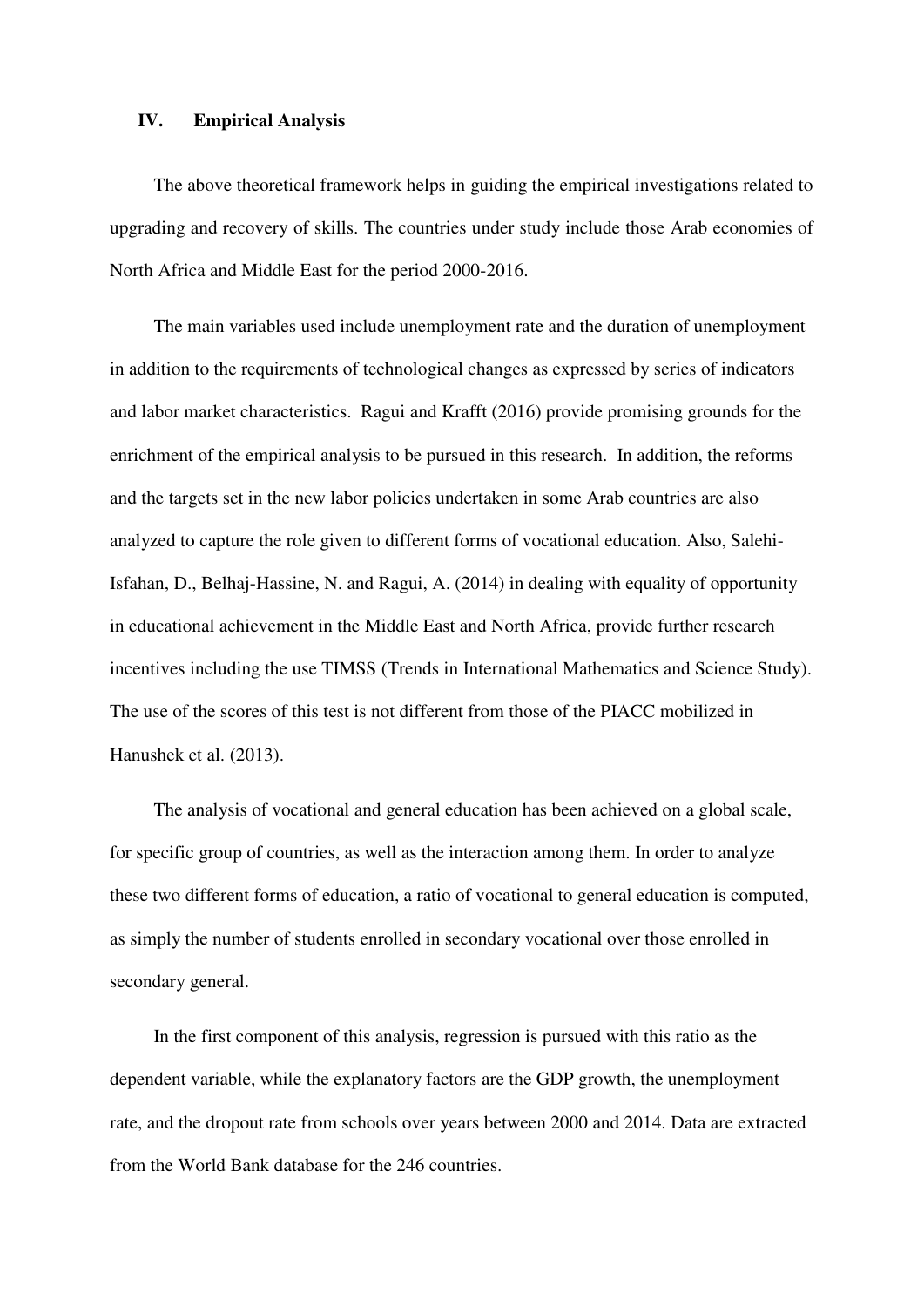## IV. Empirical Analysis

The above theoretical framework helps in guiding the empirical investigations related to upgrading and recovery of skills. The countries under study include those Arab economies of North Africa and Middle East for the period 2000-2016.

The main variables used include unemployment rate and the duration of unemployment in addition to the requirements of technological changes as expressed by series of indicators and labor market characteristics. Ragui and Krafft (2016) provide promising grounds for the enrichment of the empirical analysis to be pursued in this research. In addition, the reforms and the targets set in the new labor policies undertaken in some Arab countries are also analyzed to capture the role given to different forms of vocational education. Also, Salehi-Isfahan, D., Belhaj-Hassine, N. and Ragui, A. (2014) in dealing with equality of opportunity in educational achievement in the Middle East and North Africa, provide further research incentives including the use TIMSS (Trends in International Mathematics and Science Study). The use of the scores of this test is not different from those of the PIACC mobilized in Hanushek et al. (2013).

The analysis of vocational and general education has been achieved on a global scale, for specific group of countries, as well as the interaction among them. In order to analyze these two different forms of education, a ratio of vocational to general education is computed, as simply the number of students enrolled in secondary vocational over those enrolled in secondary general.

In the first component of this analysis, regression is pursued with this ratio as the dependent variable, while the explanatory factors are the GDP growth, the unemployment rate, and the dropout rate from schools over years between 2000 and 2014. Data are extracted from the World Bank database for the 246 countries.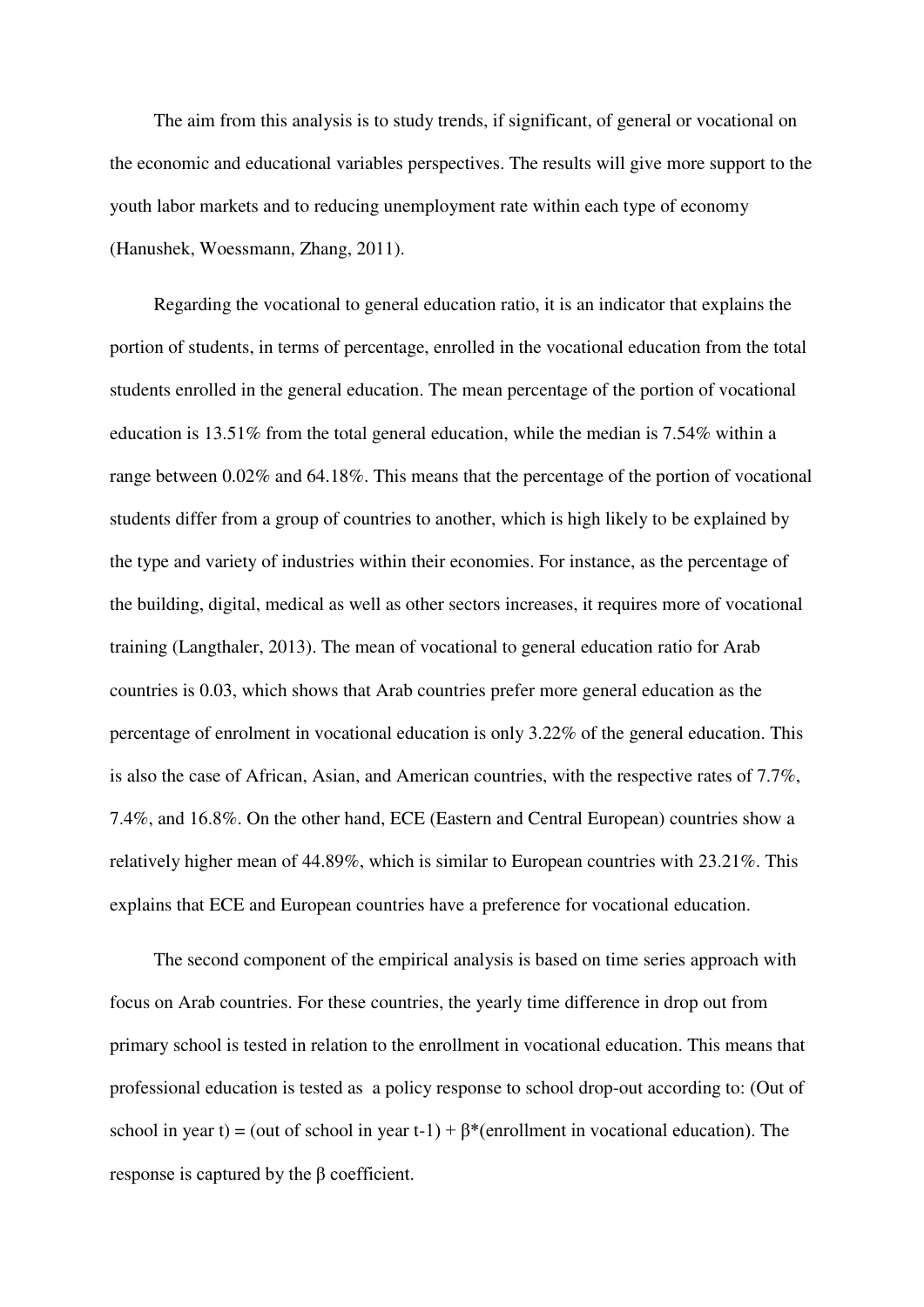The aim from this analysis is to study trends, if significant, of general or vocational on the economic and educational variables perspectives. The results will give more support to the youth labor markets and to reducing unemployment rate within each type of economy (Hanushek, Woessmann, Zhang, 2011).

Regarding the vocational to general education ratio, it is an indicator that explains the portion of students, in terms of percentage, enrolled in the vocational education from the total students enrolled in the general education. The mean percentage of the portion of vocational education is 13.51% from the total general education, while the median is 7.54% within a range between 0.02% and 64.18%. This means that the percentage of the portion of vocational students differ from a group of countries to another, which is high likely to be explained by the type and variety of industries within their economies. For instance, as the percentage of the building, digital, medical as well as other sectors increases, it requires more of vocational training (Langthaler, 2013). The mean of vocational to general education ratio for Arab countries is 0.03, which shows that Arab countries prefer more general education as the percentage of enrolment in vocational education is only 3.22% of the general education. This is also the case of African, Asian, and American countries, with the respective rates of 7.7%, 7.4%, and 16.8%. On the other hand, ECE (Eastern and Central European) countries show a relatively higher mean of 44.89%, which is similar to European countries with 23.21%. This explains that ECE and European countries have a preference for vocational education.

The second component of the empirical analysis is based on time series approach with focus on Arab countries. For these countries, the yearly time difference in drop out from primary school is tested in relation to the enrollment in vocational education. This means that professional education is tested as a policy response to school drop-out according to: (Out of school in year t) = (out of school in year t-1) + β*(enrollment in vocational education). The response is captured by the β coefficient.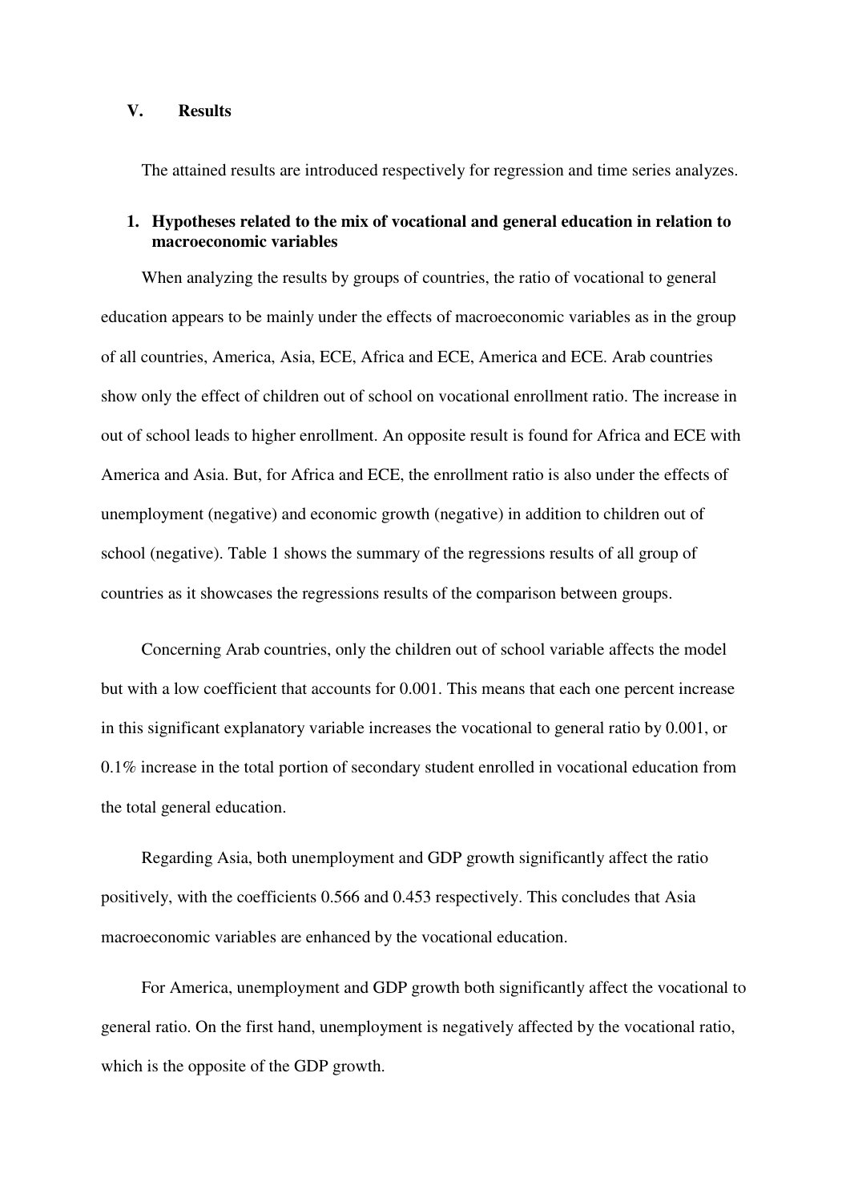## V. Results

The attained results are introduced respectively for regression and time series analyzes.

### 1. Hypotheses related to the mix of vocational and general education in relation to macroeconomic variables

When analyzing the results by groups of countries, the ratio of vocational to general education appears to be mainly under the effects of macroeconomic variables as in the group of all countries, America, Asia, ECE, Africa and ECE, America and ECE. Arab countries show only the effect of children out of school on vocational enrollment ratio. The increase in out of school leads to higher enrollment. An opposite result is found for Africa and ECE with America and Asia. But, for Africa and ECE, the enrollment ratio is also under the effects of unemployment (negative) and economic growth (negative) in addition to children out of school (negative). Table 1 shows the summary of the regressions results of all group of countries as it showcases the regressions results of the comparison between groups.

Concerning Arab countries, only the children out of school variable affects the model but with a low coefficient that accounts for 0.001. This means that each one percent increase in this significant explanatory variable increases the vocational to general ratio by 0.001, or 0.1% increase in the total portion of secondary student enrolled in vocational education from the total general education.

Regarding Asia, both unemployment and GDP growth significantly affect the ratio positively, with the coefficients 0.566 and 0.453 respectively. This concludes that Asia macroeconomic variables are enhanced by the vocational education.

For America, unemployment and GDP growth both significantly affect the vocational to general ratio. On the first hand, unemployment is negatively affected by the vocational ratio, which is the opposite of the GDP growth.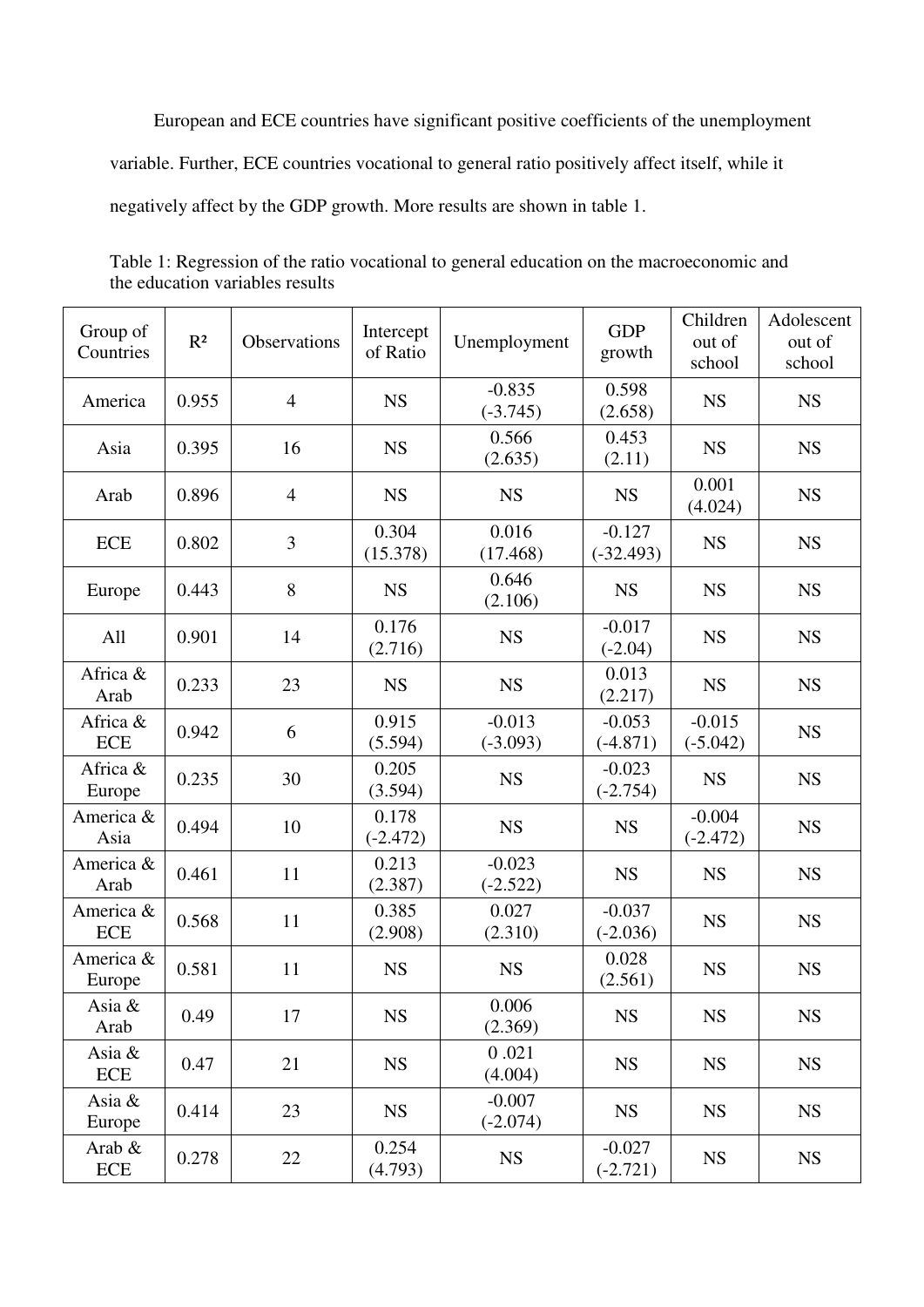European and ECE countries have significant positive coefficients of the unemployment variable. Further, ECE countries vocational to general ratio positively affect itself, while it negatively affect by the GDP growth. More results are shown in table 1.

Table 1: Regression of the ratio vocational to general education on the macroeconomic and the education variables results

| Group of Countries | $R^2$ | Observations | Intercept of Ratio | Unemployment | GDP growth | Children out of school | Adolescent out of school |
|---|---|---|---|---|---|---|---|
| America | 0.955 | 4 | NS | -0.835 (-3.745) | 0.598 (2.658) | NS | NS |
| Asia | 0.395 | 16 | NS | 0.566 (2.635) | 0.453 (2.11) | NS | NS |
| Arab | 0.896 | 4 | NS | NS | NS | 0.001 (4.024) | NS |
| ECE | 0.802 | 3 | 0.304 (15.378) | 0.016 (17.468) | -0.127 (-32.493) | NS | NS |
| Europe | 0.443 | 8 | NS | 0.646 (2.106) | NS | NS | NS |
| All | 0.901 | 14 | 0.176 (2.716) | NS | -0.017 (-2.04) | NS | NS |
| Africa & Arab | 0.233 | 23 | NS | NS | 0.013 (2.217) | NS | NS |
| Africa & ECE | 0.942 | 6 | 0.915 (5.594) | -0.013 (-3.093) | -0.053 (-4.871) | -0.015 (-5.042) | NS |
| Africa & Europe | 0.235 | 30 | 0.205 (3.594) | NS | -0.023 (-2.754) | NS | NS |
| America & Asia | 0.494 | 10 | 0.178 (-2.472) | NS | NS | -0.004 (-2.472) | NS |
| America & Arab | 0.461 | 11 | 0.213 (2.387) | -0.023 (-2.522) | NS | NS | NS |
| America & ECE | 0.568 | 11 | 0.385 (2.908) | 0.027 (2.310) | -0.037 (-2.036) | NS | NS |
| America & Europe | 0.581 | 11 | NS | NS | 0.028 (2.561) | NS | NS |
| Asia & Arab | 0.49 | 17 | NS | 0.006 (2.369) | NS | NS | NS |
| Asia & ECE | 0.47 | 21 | NS | 0 .021 (4.004) | NS | NS | NS |
| Asia & Europe | 0.414 | 23 | NS | -0.007 (-2.074) | NS | NS | NS |
| Arab & ECE | 0.278 | 22 | 0.254 (4.793) | NS | -0.027 (-2.721) | NS | NS |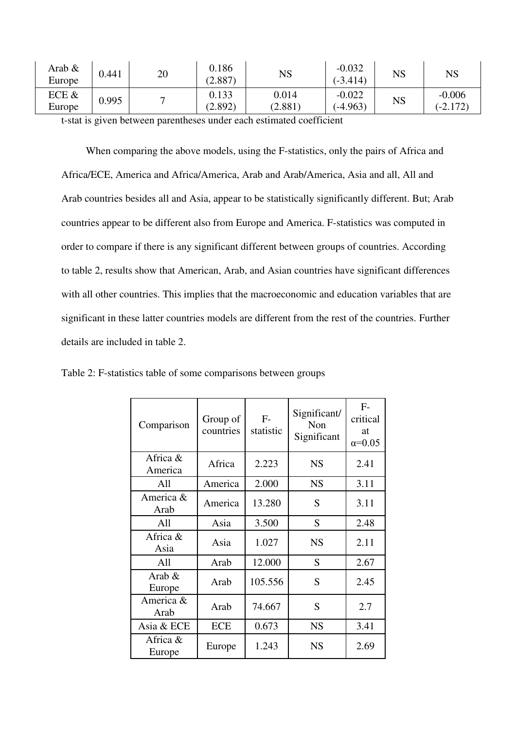| Arab & Europe | 0.441 | 20 | 0.186 (2.887) | NS | -0.032 (-3.414) | NS | NS |
|---|---|---|---|---|---|---|---|
| ECE & Europe | 0.995 | 7 | 0.133 (2.892) | 0.014 (2.881) | -0.022 (-4.963) | NS | -0.006 (-2.172) |

t-stat is given between parentheses under each estimated coefficient

When comparing the above models, using the F-statistics, only the pairs of Africa and Africa/ECE, America and Africa/America, Arab and Arab/America, Asia and all, All and Arab countries besides all and Asia, appear to be statistically significantly different. But; Arab countries appear to be different also from Europe and America. F-statistics was computed in order to compare if there is any significant different between groups of countries. According to table 2, results show that American, Arab, and Asian countries have significant differences with all other countries. This implies that the macroeconomic and education variables that are significant in these latter countries models are different from the rest of the countries. Further details are included in table 2.

Table 2: F-statistics table of some comparisons between groups

| Comparison | Group of countries | F-statistic | Significant/ Non Significant | F-critical at $\alpha$=0.05 |
|---|---|---|---|---|
| Africa & America | Africa | 2.223 | NS | 2.41 |
| All | America | 2.000 | NS | 3.11 |
| America & Arab | America | 13.280 | S | 3.11 |
| All | Asia | 3.500 | S | 2.48 |
| Africa & Asia | Asia | 1.027 | NS | 2.11 |
| All | Arab | 12.000 | S | 2.67 |
| Arab & Europe | Arab | 105.556 | S | 2.45 |
| America & Arab | Arab | 74.667 | S | 2.7 |
| Asia & ECE | ECE | 0.673 | NS | 3.41 |
| Africa & Europe | Europe | 1.243 | NS | 2.69 |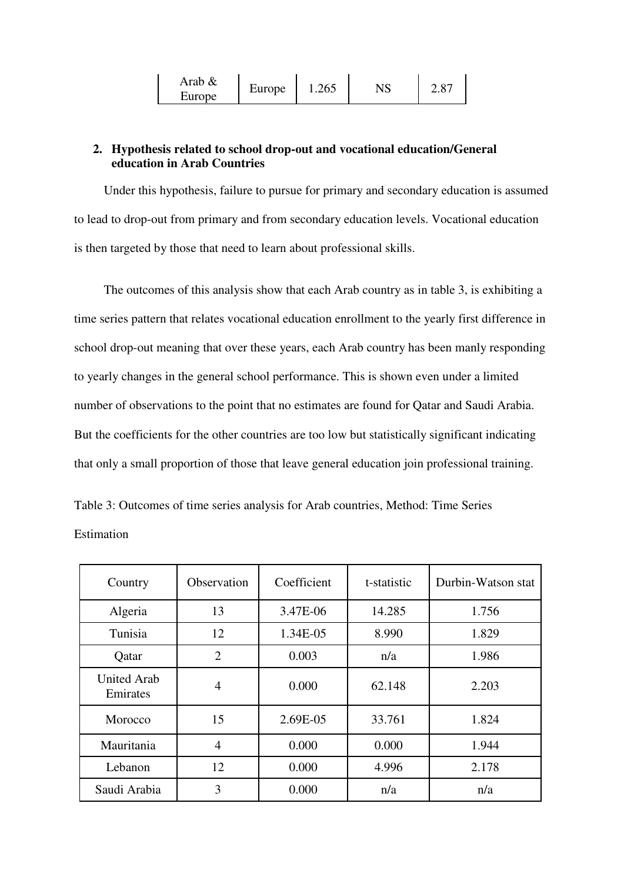| Arab & Europe | Europe | 1.265 | NS | 2.87 |
|---|---|---|---|---|

## 2. Hypothesis related to school drop-out and vocational education/General education in Arab Countries

Under this hypothesis, failure to pursue for primary and secondary education is assumed to lead to drop-out from primary and from secondary education levels. Vocational education is then targeted by those that need to learn about professional skills.

The outcomes of this analysis show that each Arab country as in table 3, is exhibiting a time series pattern that relates vocational education enrollment to the yearly first difference in school drop-out meaning that over these years, each Arab country has been manly responding to yearly changes in the general school performance. This is shown even under a limited number of observations to the point that no estimates are found for Qatar and Saudi Arabia. But the coefficients for the other countries are too low but statistically significant indicating that only a small proportion of those that leave general education join professional training.

Table 3: Outcomes of time series analysis for Arab countries, Method: Time Series Estimation

| Country | Observation | Coefficient | t-statistic | Durbin-Watson stat |
|---|---|---|---|---|
| Algeria | 13 | 3.47E-06 | 14.285 | 1.756 |
| Tunisia | 12 | 1.34E-05 | 8.990 | 1.829 |
| Qatar | 2 | 0.003 | n/a | 1.986 |
| United Arab Emirates | 4 | 0.000 | 62.148 | 2.203 |
| Morocco | 15 | 2.69E-05 | 33.761 | 1.824 |
| Mauritania | 4 | 0.000 | 0.000 | 1.944 |
| Lebanon | 12 | 0.000 | 4.996 | 2.178 |
| Saudi Arabia | 3 | 0.000 | n/a | n/a |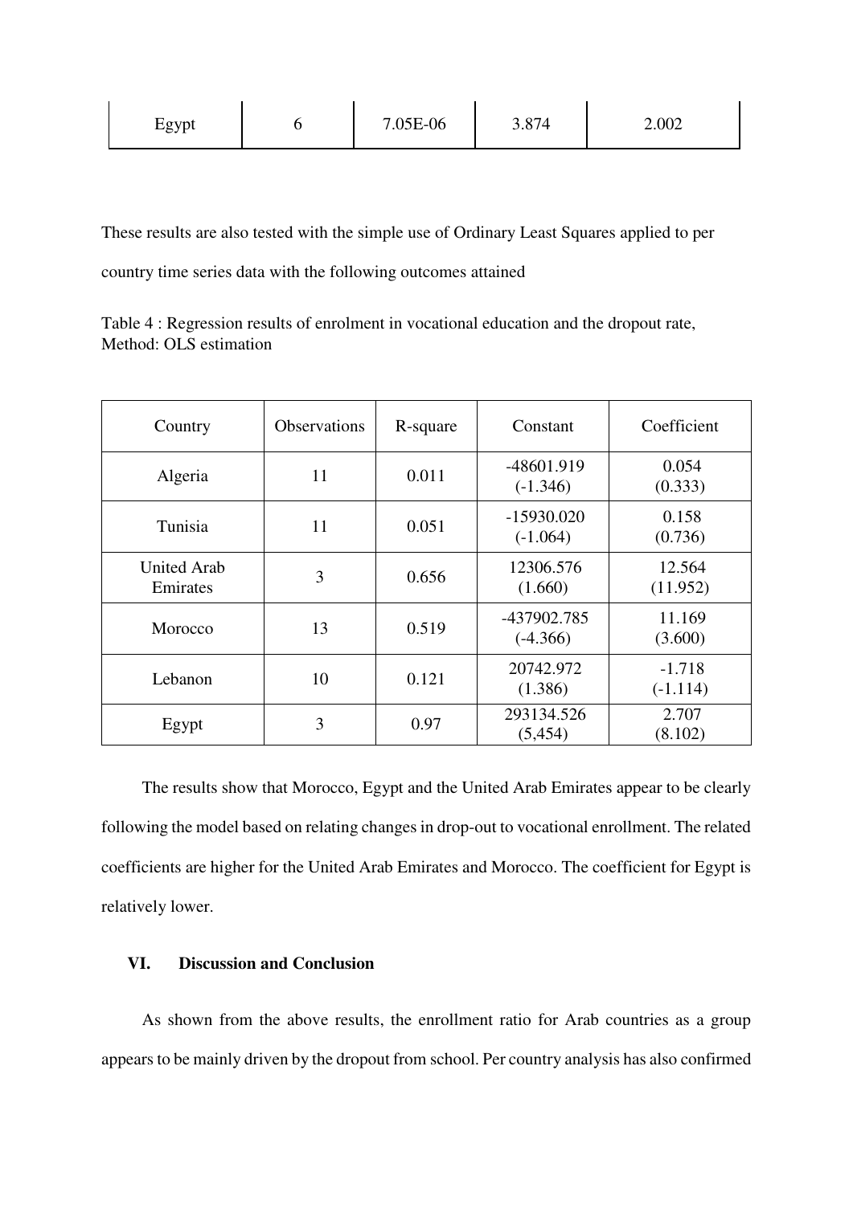| Egypt | 6 | 7.05E-06 | 3.874 | 2.002 |
|---|---|---|---|---|

These results are also tested with the simple use of Ordinary Least Squares applied to per country time series data with the following outcomes attained

Table 4 : Regression results of enrolment in vocational education and the dropout rate, Method: OLS estimation

| Country | Observations | R-square | Constant | Coefficient |
|---|---|---|---|---|
| Algeria | 11 | 0.011 | -48601.919 (-1.346) | 0.054 (0.333) |
| Tunisia | 11 | 0.051 | -15930.020 (-1.064) | 0.158 (0.736) |
| United Arab Emirates | 3 | 0.656 | 12306.576 (1.660) | 12.564 (11.952) |
| Morocco | 13 | 0.519 | -437902.785 (-4.366) | 11.169 (3.600) |
| Lebanon | 10 | 0.121 | 20742.972 (1.386) | -1.718 (-1.114) |
| Egypt | 3 | 0.97 | 293134.526 (5,454) | 2.707 (8.102) |

The results show that Morocco, Egypt and the United Arab Emirates appear to be clearly following the model based on relating changes in drop-out to vocational enrollment. The related coefficients are higher for the United Arab Emirates and Morocco. The coefficient for Egypt is relatively lower.

## VI. Discussion and Conclusion

As shown from the above results, the enrollment ratio for Arab countries as a group appears to be mainly driven by the dropout from school. Per country analysis has also confirmed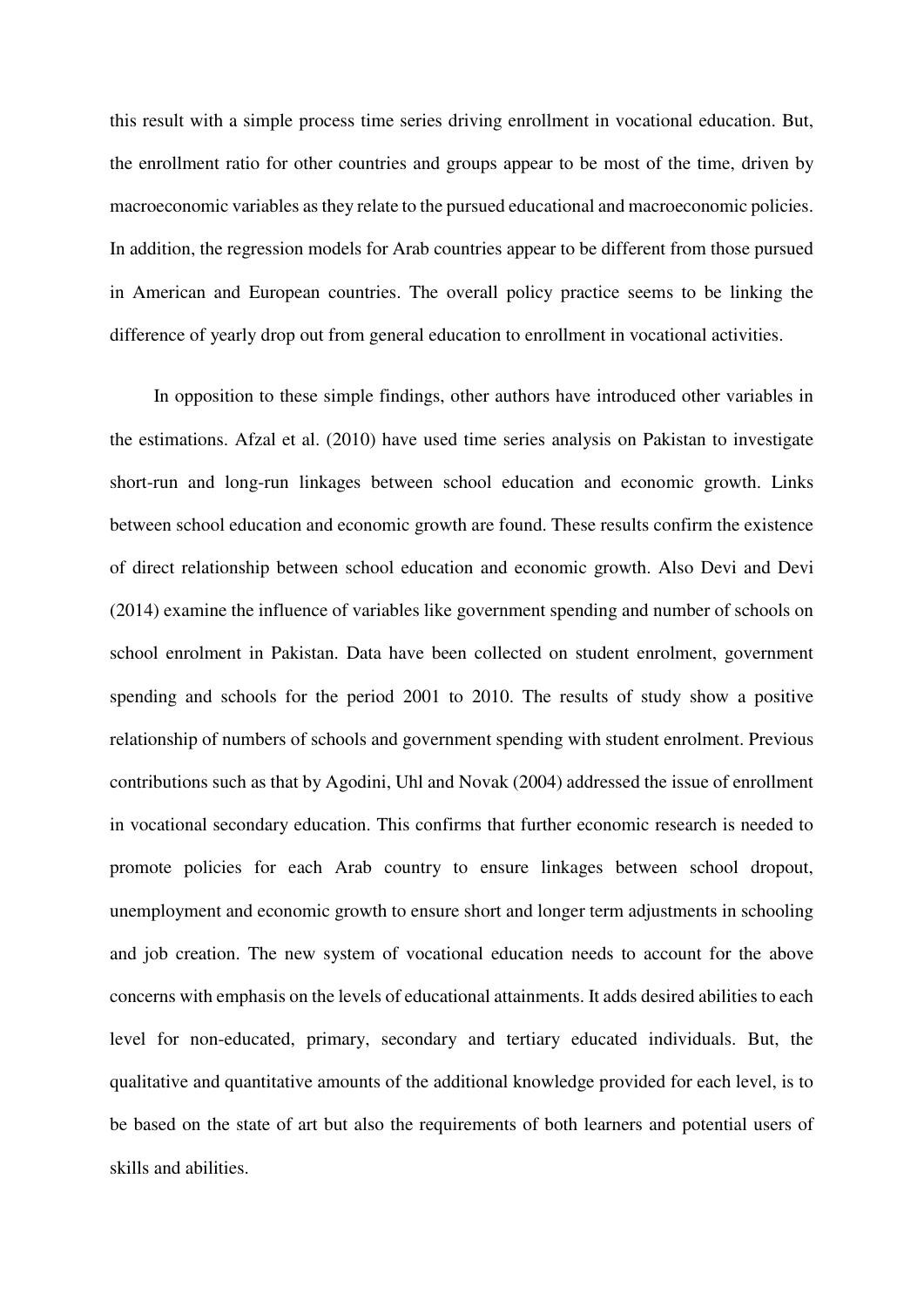this result with a simple process time series driving enrollment in vocational education. But, the enrollment ratio for other countries and groups appear to be most of the time, driven by macroeconomic variables as they relate to the pursued educational and macroeconomic policies. In addition, the regression models for Arab countries appear to be different from those pursued in American and European countries. The overall policy practice seems to be linking the difference of yearly drop out from general education to enrollment in vocational activities.

In opposition to these simple findings, other authors have introduced other variables in the estimations. Afzal et al. (2010) have used time series analysis on Pakistan to investigate short-run and long-run linkages between school education and economic growth. Links between school education and economic growth are found. These results confirm the existence of direct relationship between school education and economic growth. Also Devi and Devi (2014) examine the influence of variables like government spending and number of schools on school enrolment in Pakistan. Data have been collected on student enrolment, government spending and schools for the period 2001 to 2010. The results of study show a positive relationship of numbers of schools and government spending with student enrolment. Previous contributions such as that by Agodini, Uhl and Novak (2004) addressed the issue of enrollment in vocational secondary education. This confirms that further economic research is needed to promote policies for each Arab country to ensure linkages between school dropout, unemployment and economic growth to ensure short and longer term adjustments in schooling and job creation. The new system of vocational education needs to account for the above concerns with emphasis on the levels of educational attainments. It adds desired abilities to each level for non-educated, primary, secondary and tertiary educated individuals. But, the qualitative and quantitative amounts of the additional knowledge provided for each level, is to be based on the state of art but also the requirements of both learners and potential users of skills and abilities.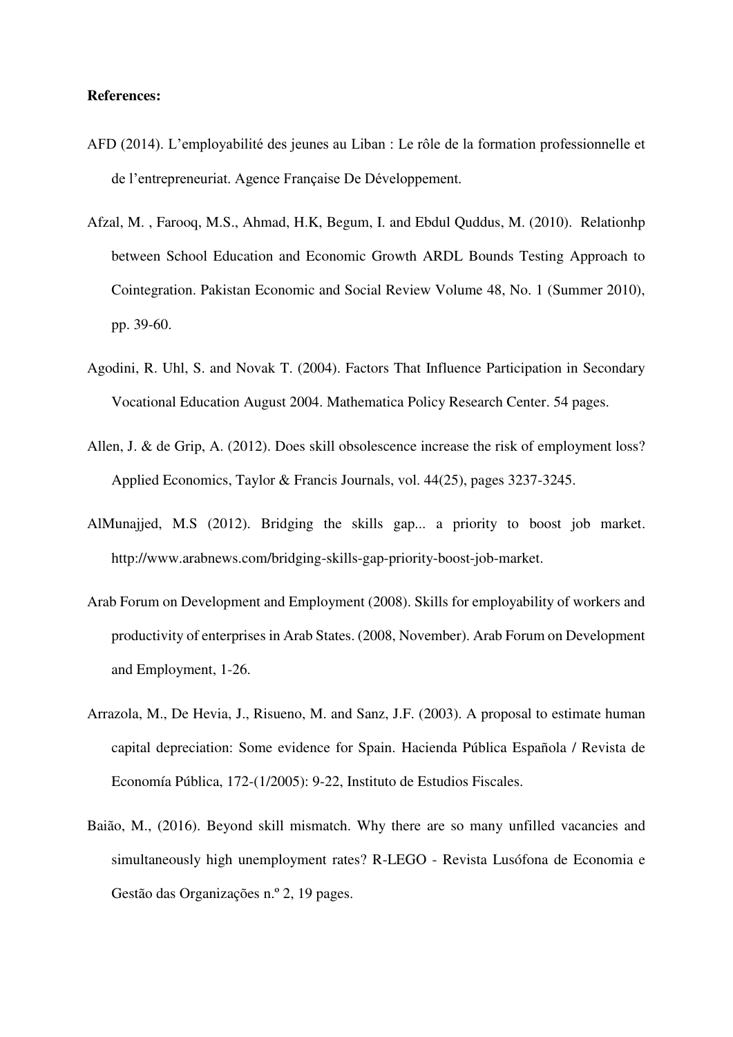**References:**

AFD (2014). L'employabilité des jeunes au Liban : Le rôle de la formation professionnelle et de l'entrepreneuriat. Agence Française De Développement.

Afzal, M. , Farooq, M.S., Ahmad, H.K, Begum, I. and Ebdul Quddus, M. (2010). Relationhp between School Education and Economic Growth ARDL Bounds Testing Approach to Cointegration. Pakistan Economic and Social Review Volume 48, No. 1 (Summer 2010), pp. 39-60.

Agodini, R. Uhl, S. and Novak T. (2004). Factors That Influence Participation in Secondary Vocational Education August 2004. Mathematica Policy Research Center. 54 pages.

Allen, J. & de Grip, A. (2012). Does skill obsolescence increase the risk of employment loss? Applied Economics, Taylor & Francis Journals, vol. 44(25), pages 3237-3245.

AlMunajjed, M.S (2012). Bridging the skills gap... a priority to boost job market. http://www.arabnews.com/bridging-skills-gap-priority-boost-job-market.

Arab Forum on Development and Employment (2008). Skills for employability of workers and productivity of enterprises in Arab States. (2008, November). Arab Forum on Development and Employment, 1-26.

Arrazola, M., De Hevia, J., Risueno, M. and Sanz, J.F. (2003). A proposal to estimate human capital depreciation: Some evidence for Spain. Hacienda Pública Española / Revista de Economía Pública, 172-(1/2005): 9-22, Instituto de Estudios Fiscales.

Baião, M., (2016). Beyond skill mismatch. Why there are so many unfilled vacancies and simultaneously high unemployment rates? R-LEGO - Revista Lusófona de Economia e Gestão das Organizações n.º 2, 19 pages.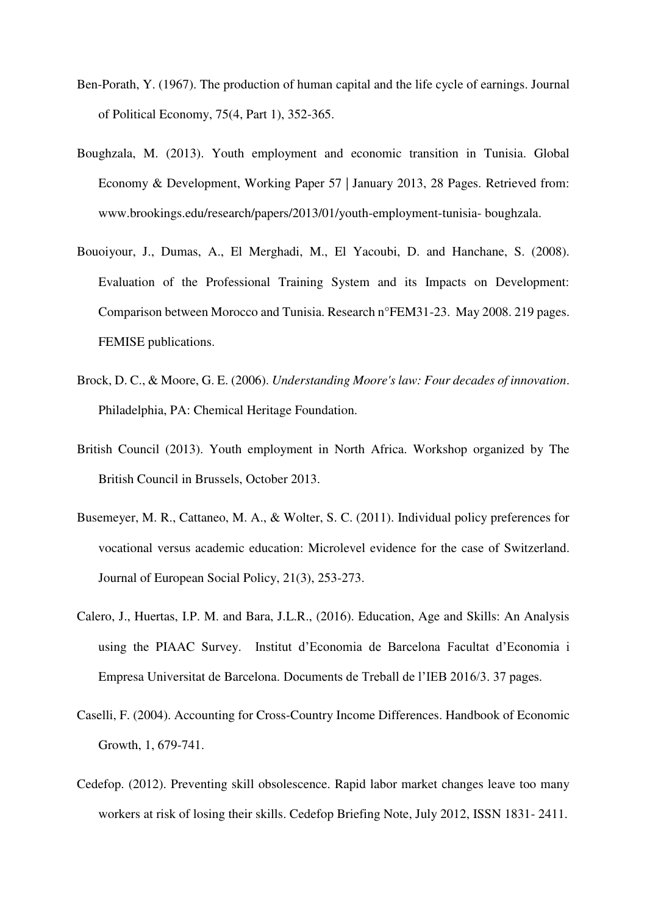Ben-Porath, Y. (1967). The production of human capital and the life cycle of earnings. Journal of Political Economy, 75(4, Part 1), 352-365.

Boughzala, M. (2013). Youth employment and economic transition in Tunisia. Global Economy & Development, Working Paper 57 | January 2013, 28 Pages. Retrieved from: www.brookings.edu/research/papers/2013/01/youth-employment-tunisia- boughzala.

Bouoiyour, J., Dumas, A., El Merghadi, M., El Yacoubi, D. and Hanchane, S. (2008). Evaluation of the Professional Training System and its Impacts on Development: Comparison between Morocco and Tunisia. Research n°FEM31-23. May 2008. 219 pages. FEMISE publications.

Brock, D. C., & Moore, G. E. (2006). *Understanding Moore's law: Four decades of innovation*. Philadelphia, PA: Chemical Heritage Foundation.

British Council (2013). Youth employment in North Africa. Workshop organized by The British Council in Brussels, October 2013.

Busemeyer, M. R., Cattaneo, M. A., & Wolter, S. C. (2011). Individual policy preferences for vocational versus academic education: Microlevel evidence for the case of Switzerland. Journal of European Social Policy, 21(3), 253-273.

Calero, J., Huertas, I.P. M. and Bara, J.L.R., (2016). Education, Age and Skills: An Analysis using the PIAAC Survey. Institut d'Economia de Barcelona Facultat d'Economia i Empresa Universitat de Barcelona. Documents de Treball de l'IEB 2016/3. 37 pages.

Caselli, F. (2004). Accounting for Cross-Country Income Differences. Handbook of Economic Growth, 1, 679-741.

Cedefop. (2012). Preventing skill obsolescence. Rapid labor market changes leave too many workers at risk of losing their skills. Cedefop Briefing Note, July 2012, ISSN 1831- 2411.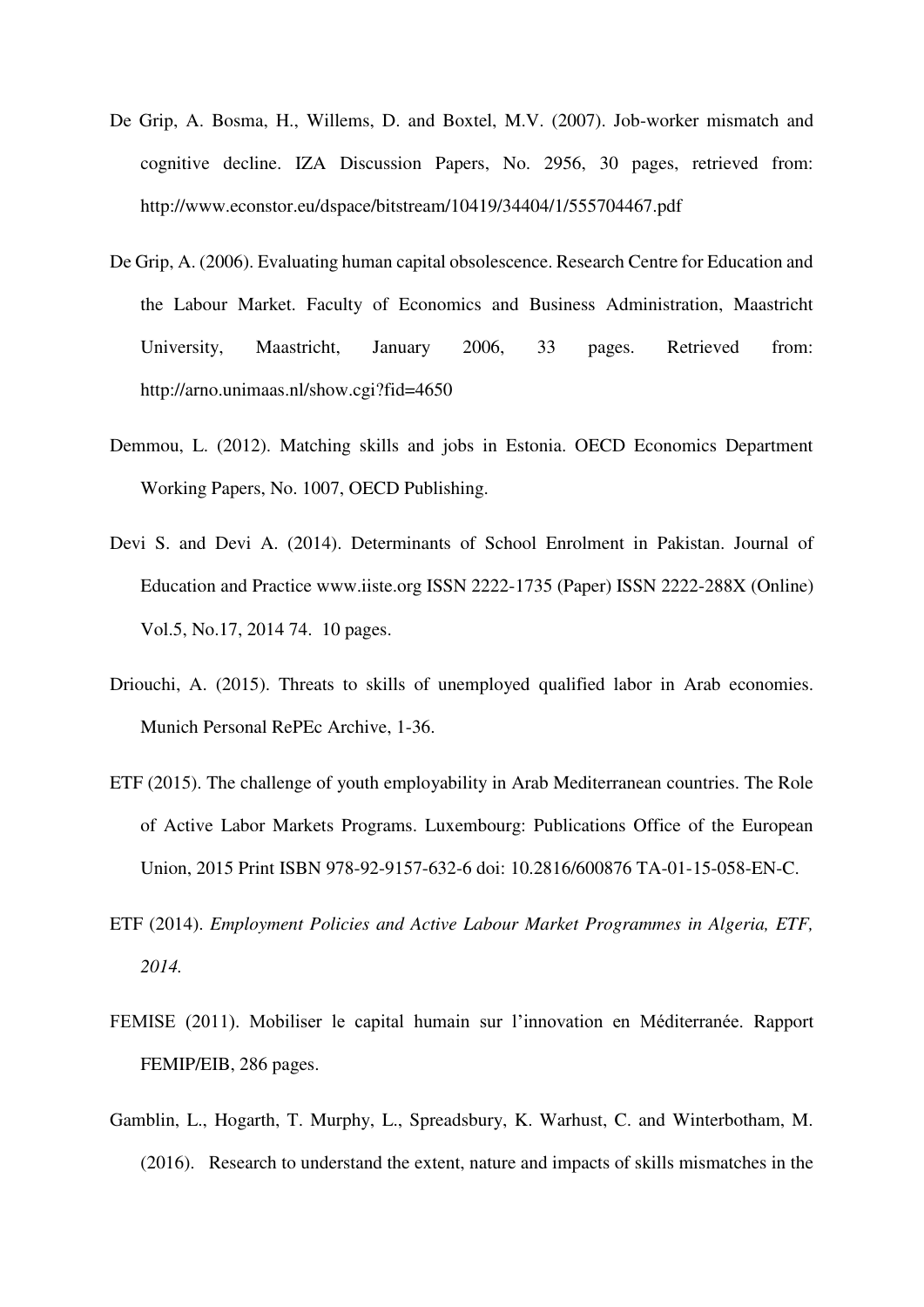De Grip, A. Bosma, H., Willems, D. and Boxtel, M.V. (2007). Job-worker mismatch and cognitive decline. IZA Discussion Papers, No. 2956, 30 pages, retrieved from: http://www.econstor.eu/dspace/bitstream/10419/34404/1/555704467.pdf

De Grip, A. (2006). Evaluating human capital obsolescence. Research Centre for Education and the Labour Market. Faculty of Economics and Business Administration, Maastricht University, Maastricht, January 2006, 33 pages. Retrieved from: http://arno.unimaas.nl/show.cgi?fid=4650

Demmou, L. (2012). Matching skills and jobs in Estonia. OECD Economics Department Working Papers, No. 1007, OECD Publishing.

Devi S. and Devi A. (2014). Determinants of School Enrolment in Pakistan. Journal of Education and Practice www.iiste.org ISSN 2222-1735 (Paper) ISSN 2222-288X (Online) Vol.5, No.17, 2014 74. 10 pages.

Driouchi, A. (2015). Threats to skills of unemployed qualified labor in Arab economies. Munich Personal RePEc Archive, 1-36.

ETF (2015). The challenge of youth employability in Arab Mediterranean countries. The Role of Active Labor Markets Programs. Luxembourg: Publications Office of the European Union, 2015 Print ISBN 978-92-9157-632-6 doi: 10.2816/600876 TA-01-15-058-EN-C.

ETF (2014). *Employment Policies and Active Labour Market Programmes in Algeria, ETF, 2014.*

FEMISE (2011). Mobiliser le capital humain sur l'innovation en Méditerranée. Rapport FEMIP/EIB, 286 pages.

Gamblin, L., Hogarth, T. Murphy, L., Spreadsbury, K. Warhust, C. and Winterbotham, M. (2016). Research to understand the extent, nature and impacts of skills mismatches in the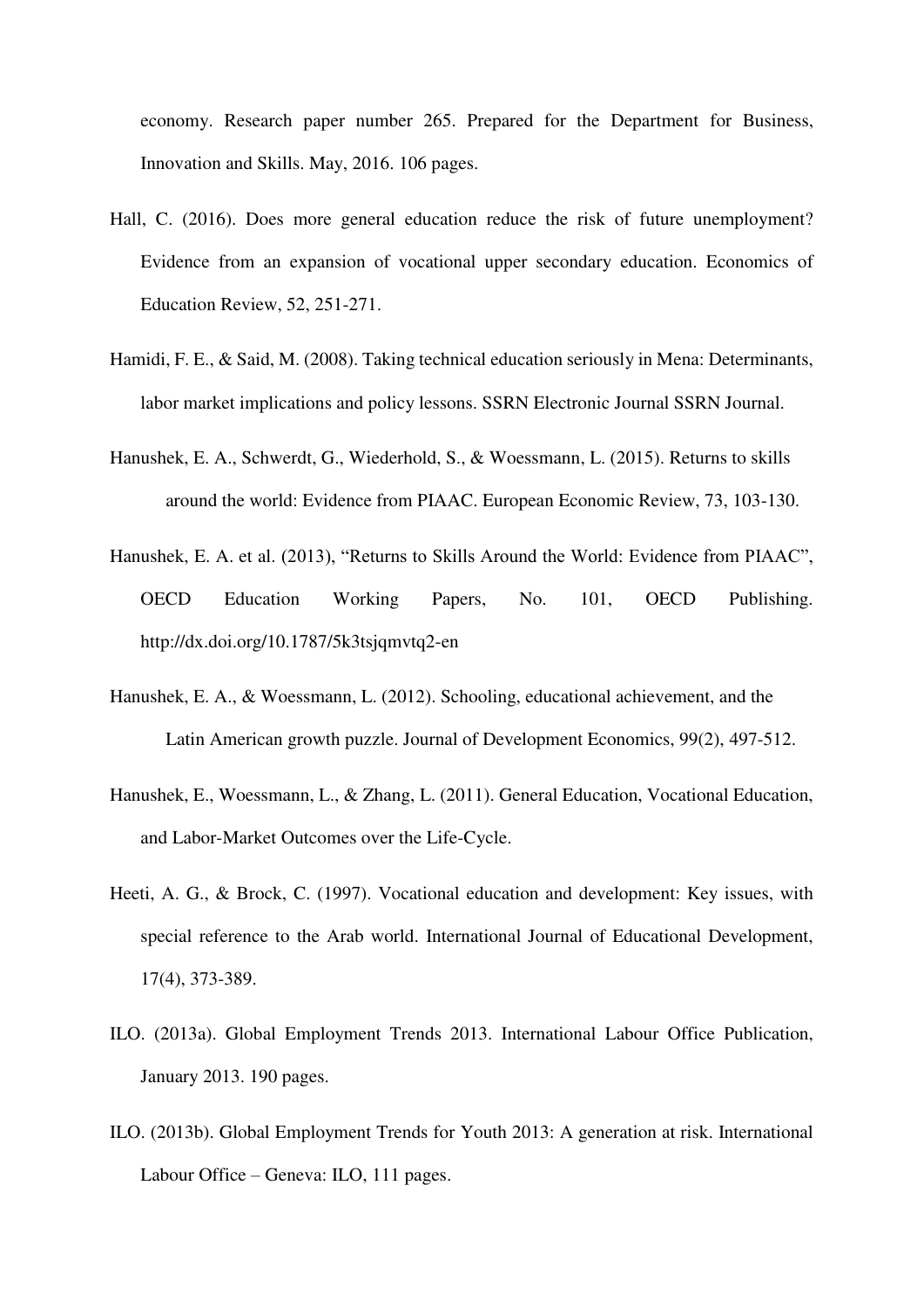economy. Research paper number 265. Prepared for the Department for Business, Innovation and Skills. May, 2016. 106 pages.

Hall, C. (2016). Does more general education reduce the risk of future unemployment? Evidence from an expansion of vocational upper secondary education. Economics of Education Review, 52, 251-271.

Hamidi, F. E., & Said, M. (2008). Taking technical education seriously in Mena: Determinants, labor market implications and policy lessons. SSRN Electronic Journal SSRN Journal.

Hanushek, E. A., Schwerdt, G., Wiederhold, S., & Woessmann, L. (2015). Returns to skills around the world: Evidence from PIAAC. European Economic Review, 73, 103-130.

Hanushek, E. A. et al. (2013), "Returns to Skills Around the World: Evidence from PIAAC", OECD Education Working Papers, No. 101, OECD Publishing. http://dx.doi.org/10.1787/5k3tsjqmvtq2-en

Hanushek, E. A., & Woessmann, L. (2012). Schooling, educational achievement, and the Latin American growth puzzle. Journal of Development Economics, 99(2), 497-512.

Hanushek, E., Woessmann, L., & Zhang, L. (2011). General Education, Vocational Education, and Labor-Market Outcomes over the Life-Cycle.

Heeti, A. G., & Brock, C. (1997). Vocational education and development: Key issues, with special reference to the Arab world. International Journal of Educational Development, 17(4), 373-389.

ILO. (2013a). Global Employment Trends 2013. International Labour Office Publication, January 2013. 190 pages.

ILO. (2013b). Global Employment Trends for Youth 2013: A generation at risk. International Labour Office – Geneva: ILO, 111 pages.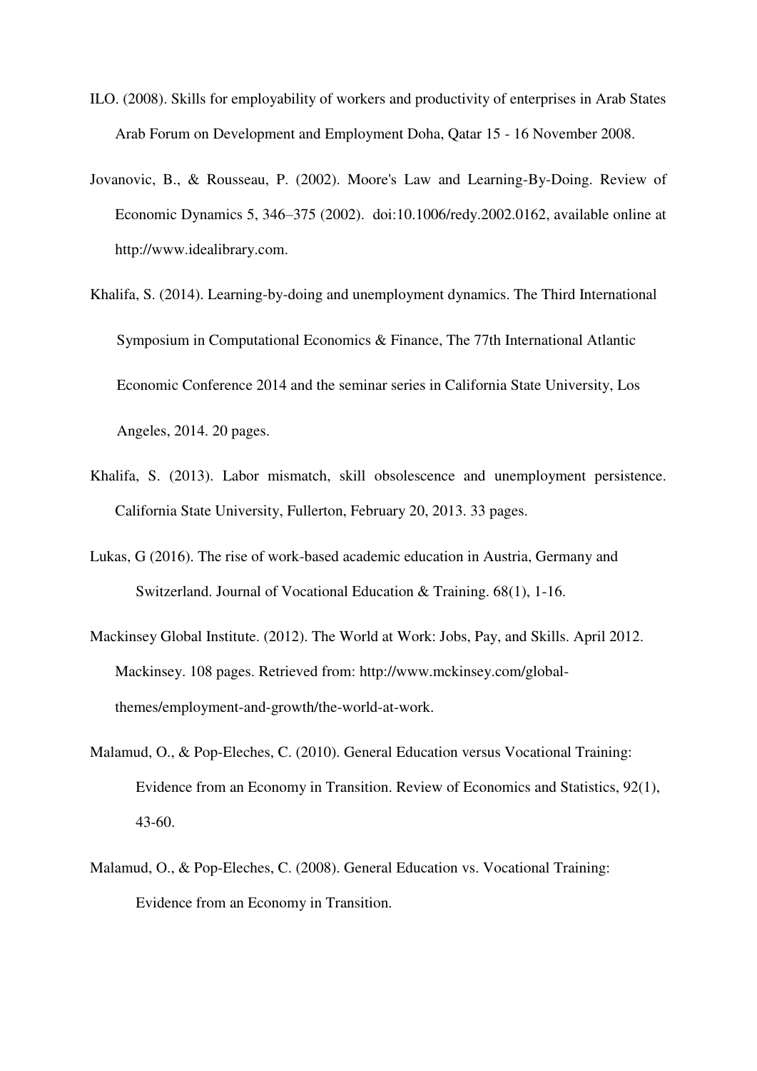ILO. (2008). Skills for employability of workers and productivity of enterprises in Arab States Arab Forum on Development and Employment Doha, Qatar 15 - 16 November 2008.

Jovanovic, B., & Rousseau, P. (2002). Moore's Law and Learning-By-Doing. Review of Economic Dynamics 5, 346–375 (2002). doi:10.1006/redy.2002.0162, available online at http://www.idealibrary.com.

Khalifa, S. (2014). Learning-by-doing and unemployment dynamics. The Third International Symposium in Computational Economics & Finance, The 77th International Atlantic Economic Conference 2014 and the seminar series in California State University, Los Angeles, 2014. 20 pages.

Khalifa, S. (2013). Labor mismatch, skill obsolescence and unemployment persistence. California State University, Fullerton, February 20, 2013. 33 pages.

Lukas, G (2016). The rise of work-based academic education in Austria, Germany and Switzerland. Journal of Vocational Education & Training. 68(1), 1-16.

Mackinsey Global Institute. (2012). The World at Work: Jobs, Pay, and Skills. April 2012. Mackinsey. 108 pages. Retrieved from: http://www.mckinsey.com/global-themes/employment-and-growth/the-world-at-work.

Malamud, O., & Pop-Eleches, C. (2010). General Education versus Vocational Training: Evidence from an Economy in Transition. Review of Economics and Statistics, 92(1), 43-60.

Malamud, O., & Pop-Eleches, C. (2008). General Education vs. Vocational Training: Evidence from an Economy in Transition.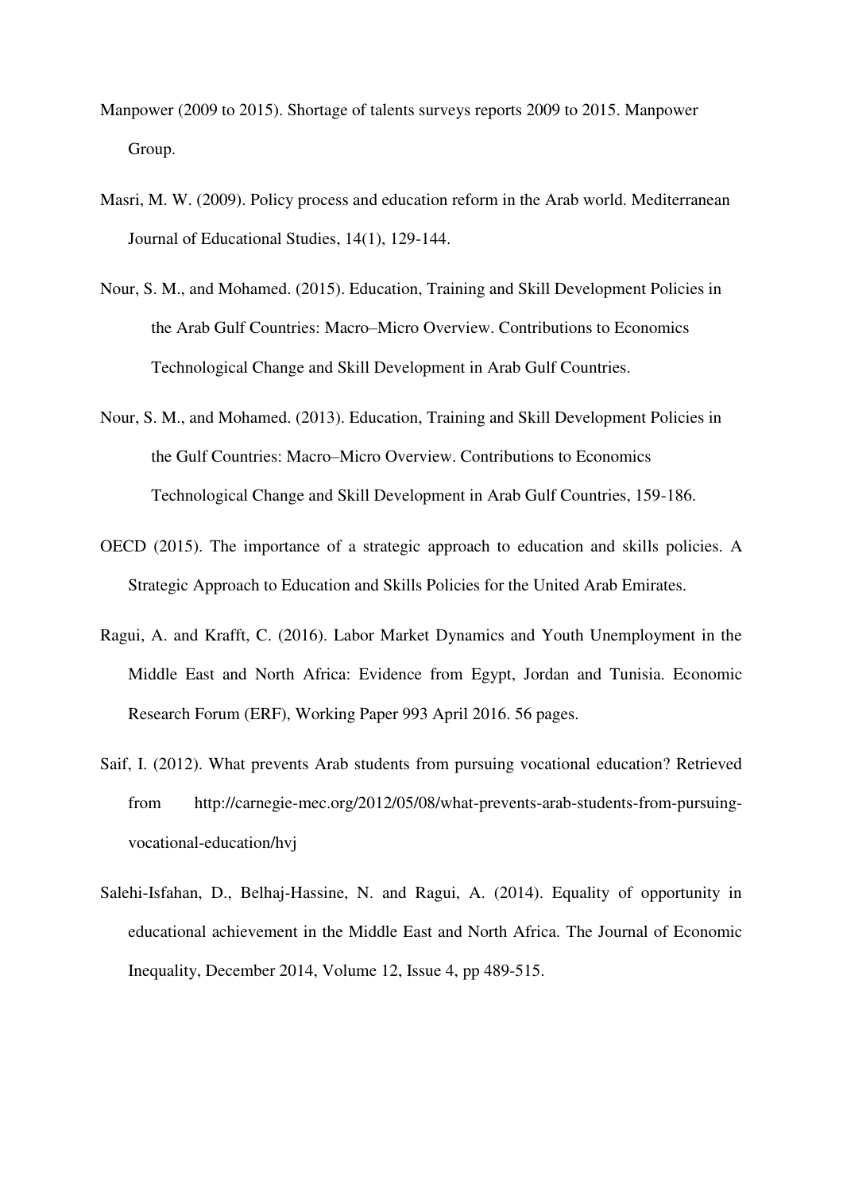Manpower (2009 to 2015). Shortage of talents surveys reports 2009 to 2015. Manpower Group.

Masri, M. W. (2009). Policy process and education reform in the Arab world. Mediterranean Journal of Educational Studies, 14(1), 129-144.

Nour, S. M., and Mohamed. (2015). Education, Training and Skill Development Policies in the Arab Gulf Countries: Macro–Micro Overview. Contributions to Economics Technological Change and Skill Development in Arab Gulf Countries.

Nour, S. M., and Mohamed. (2013). Education, Training and Skill Development Policies in the Gulf Countries: Macro–Micro Overview. Contributions to Economics Technological Change and Skill Development in Arab Gulf Countries, 159-186.

OECD (2015). The importance of a strategic approach to education and skills policies. A Strategic Approach to Education and Skills Policies for the United Arab Emirates.

Ragui, A. and Krafft, C. (2016). Labor Market Dynamics and Youth Unemployment in the Middle East and North Africa: Evidence from Egypt, Jordan and Tunisia. Economic Research Forum (ERF), Working Paper 993 April 2016. 56 pages.

Saif, I. (2012). What prevents Arab students from pursuing vocational education? Retrieved from http://carnegie-mec.org/2012/05/08/what-prevents-arab-students-from-pursuing-vocational-education/hvj

Salehi-Isfahan, D., Belhaj-Hassine, N. and Ragui, A. (2014). Equality of opportunity in educational achievement in the Middle East and North Africa. The Journal of Economic Inequality, December 2014, Volume 12, Issue 4, pp 489-515.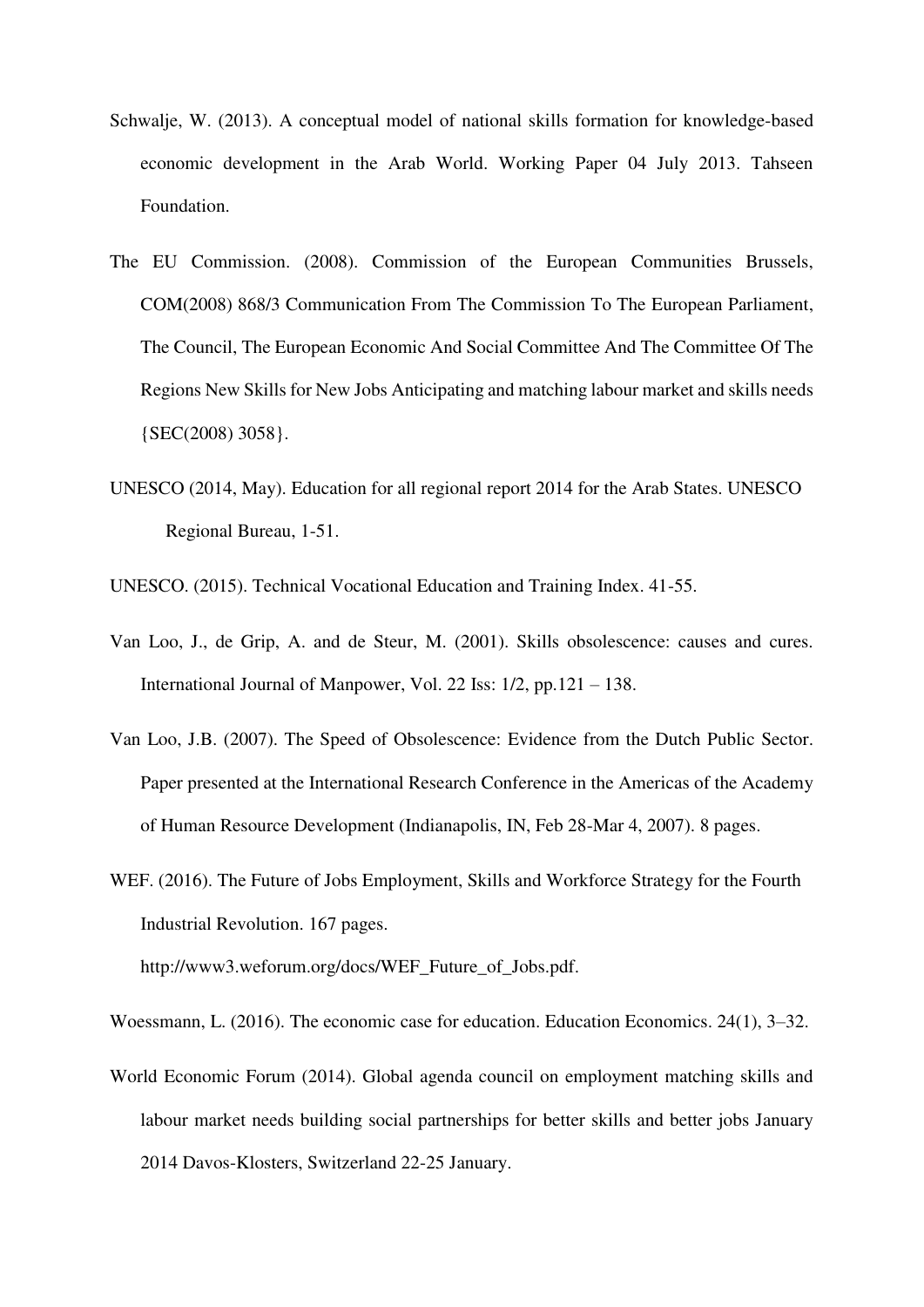Schwalje, W. (2013). A conceptual model of national skills formation for knowledge-based economic development in the Arab World. Working Paper 04 July 2013. Tahseen Foundation.

The EU Commission. (2008). Commission of the European Communities Brussels, COM(2008) 868/3 Communication From The Commission To The European Parliament, The Council, The European Economic And Social Committee And The Committee Of The Regions New Skills for New Jobs Anticipating and matching labour market and skills needs {SEC(2008) 3058}.

UNESCO (2014, May). Education for all regional report 2014 for the Arab States. UNESCO Regional Bureau, 1-51.

UNESCO. (2015). Technical Vocational Education and Training Index. 41-55.

Van Loo, J., de Grip, A. and de Steur, M. (2001). Skills obsolescence: causes and cures. International Journal of Manpower, Vol. 22 Iss: 1/2, pp.121 – 138.

Van Loo, J.B. (2007). The Speed of Obsolescence: Evidence from the Dutch Public Sector. Paper presented at the International Research Conference in the Americas of the Academy of Human Resource Development (Indianapolis, IN, Feb 28-Mar 4, 2007). 8 pages.

WEF. (2016). The Future of Jobs Employment, Skills and Workforce Strategy for the Fourth Industrial Revolution. 167 pages. http://www3.weforum.org/docs/WEF_Future_of_Jobs.pdf.

Woessmann, L. (2016). The economic case for education. Education Economics. 24(1), 3–32.

World Economic Forum (2014). Global agenda council on employment matching skills and labour market needs building social partnerships for better skills and better jobs January 2014 Davos-Klosters, Switzerland 22-25 January.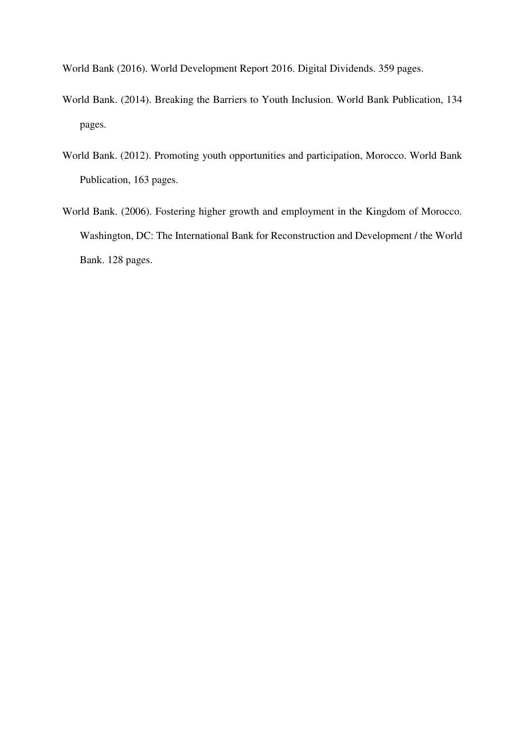World Bank (2016). World Development Report 2016. Digital Dividends. 359 pages.

World Bank. (2014). Breaking the Barriers to Youth Inclusion. World Bank Publication, 134 pages.

World Bank. (2012). Promoting youth opportunities and participation, Morocco. World Bank Publication, 163 pages.

World Bank. (2006). Fostering higher growth and employment in the Kingdom of Morocco. Washington, DC: The International Bank for Reconstruction and Development / the World Bank. 128 pages.